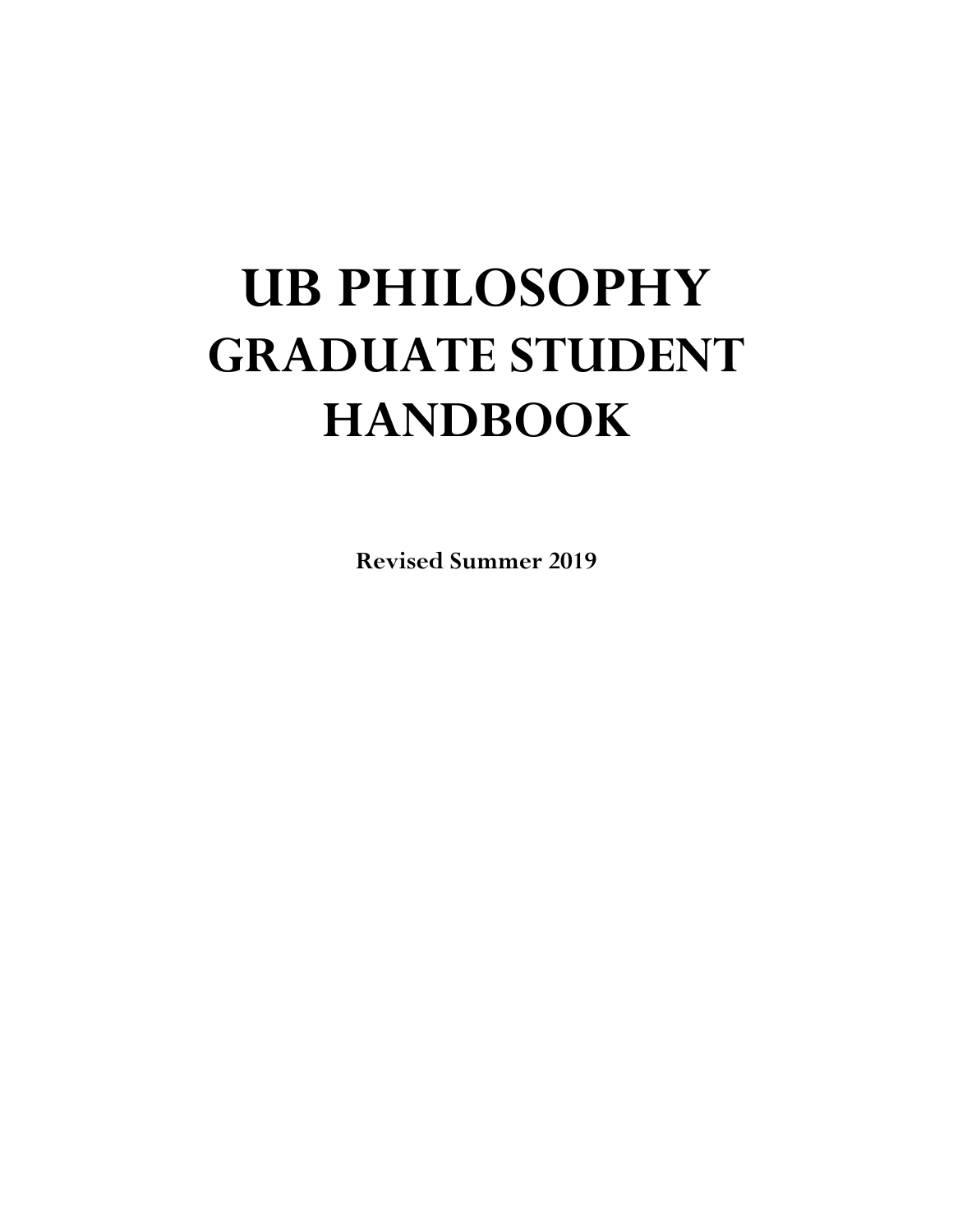# UB PHILOSOPHY GRADUATE STUDENT HANDBOOK

**Revised Summer 2019**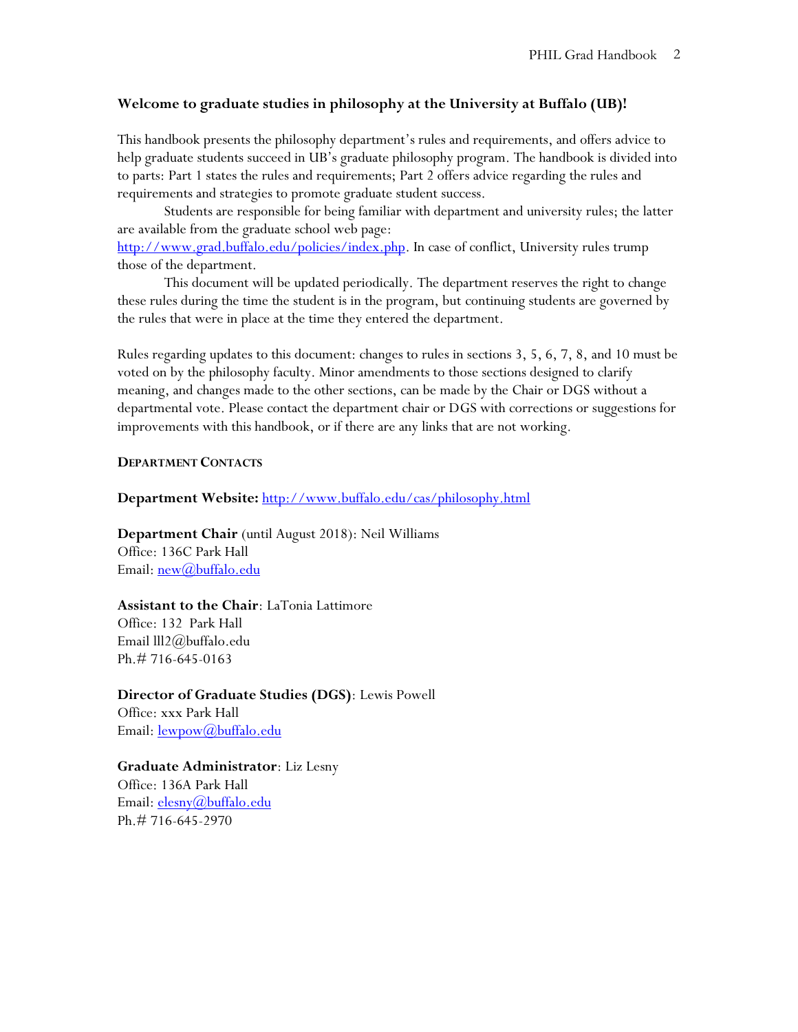**Welcome to graduate studies in philosophy at the University at Buffalo (UB)!**

This handbook presents the philosophy department's rules and requirements, and offers advice to help graduate students succeed in UB's graduate philosophy program. The handbook is divided into to parts: Part 1 states the rules and requirements; Part 2 offers advice regarding the rules and requirements and strategies to promote graduate student success.

Students are responsible for being familiar with department and university rules; the latter are available from the graduate school web page: [http://www.grad.buffalo.edu/policies/index.php](http://www.grad.buffalo.edu/policies/index.php). In case of conflict, University rules trump those of the department.

This document will be updated periodically. The department reserves the right to change these rules during the time the student is in the program, but continuing students are governed by the rules that were in place at the time they entered the department.

Rules regarding updates to this document: changes to rules in sections 3, 5, 6, 7, 8, and 10 must be voted on by the philosophy faculty. Minor amendments to those sections designed to clarify meaning, and changes made to the other sections, can be made by the Chair or DGS without a departmental vote. Please contact the department chair or DGS with corrections or suggestions for improvements with this handbook, or if there are any links that are not working.

**DEPARTMENT CONTACTS**

**Department Website:** [http://www.buffalo.edu/cas/philosophy.html](http://www.buffalo.edu/cas/philosophy.html)

**Department Chair** (until August 2018): Neil Williams
Office: 136C Park Hall
Email: [new@buffalo.edu](mailto:new@buffalo.edu)

**Assistant to the Chair**: LaTonia Lattimore
Office: 132 Park Hall
Email lll2@buffalo.edu
Ph.# 716-645-0163

**Director of Graduate Studies (DGS)**: Lewis Powell
Office: xxx Park Hall
Email: [lewpow@buffalo.edu](mailto:lewpow@buffalo.edu)

**Graduate Administrator**: Liz Lesny
Office: 136A Park Hall
Email: [elesny@buffalo.edu](mailto:elesny@buffalo.edu)
Ph.# 716-645-2970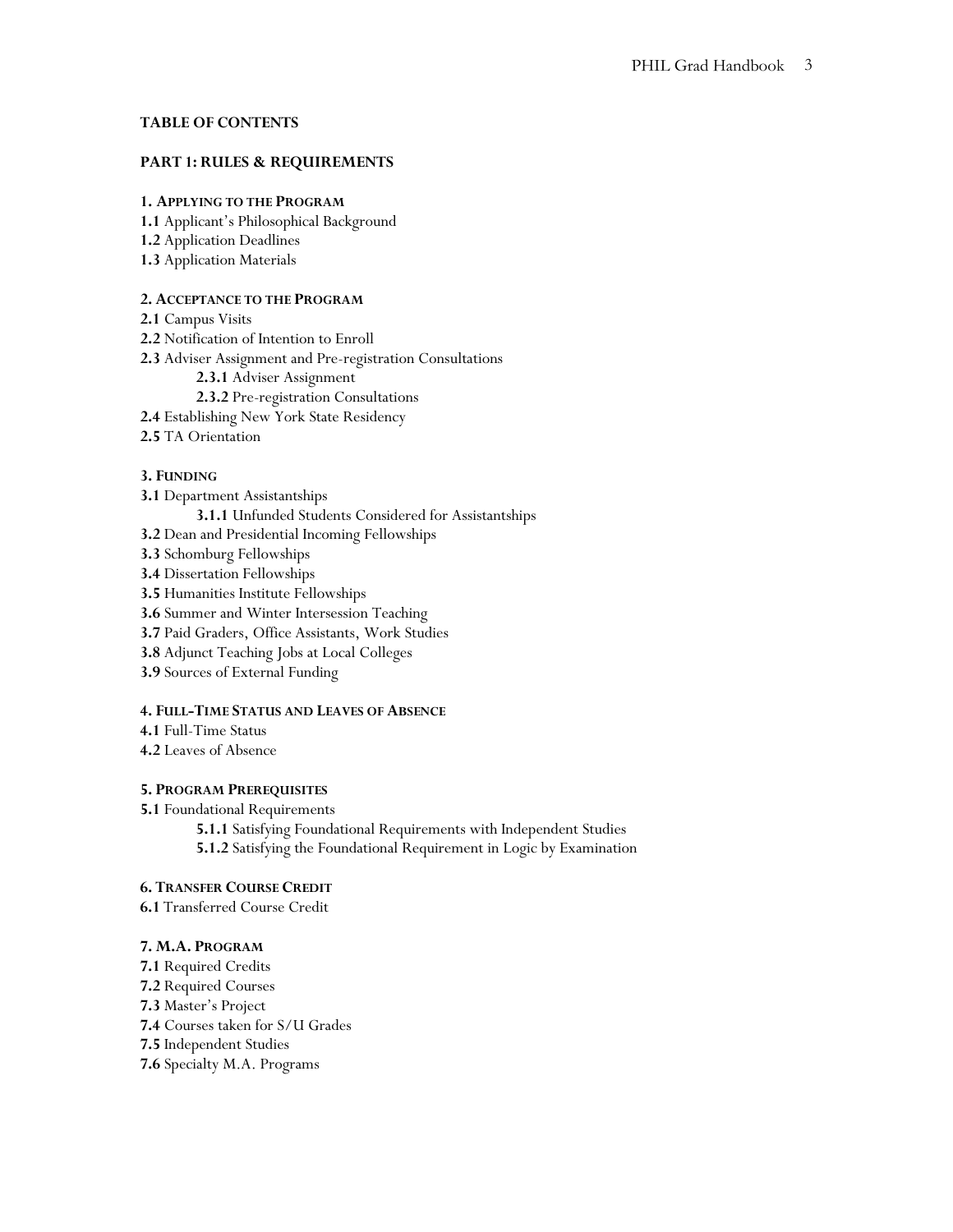**TABLE OF CONTENTS**

**PART 1: RULES & REQUIREMENTS**

**1. APPLYING TO THE PROGRAM**

**1.1** Applicant's Philosophical Background
**1.2** Application Deadlines
**1.3** Application Materials

**2. ACCEPTANCE TO THE PROGRAM**

**2.1** Campus Visits
**2.2** Notification of Intention to Enroll
**2.3** Adviser Assignment and Pre-registration Consultations
    **2.3.1** Adviser Assignment
    **2.3.2** Pre-registration Consultations
**2.4** Establishing New York State Residency
**2.5** TA Orientation

**3. FUNDING**

**3.1** Department Assistantships
    **3.1.1** Unfunded Students Considered for Assistantships
**3.2** Dean and Presidential Incoming Fellowships
**3.3** Schomburg Fellowships
**3.4** Dissertation Fellowships
**3.5** Humanities Institute Fellowships
**3.6** Summer and Winter Intersession Teaching
**3.7** Paid Graders, Office Assistants, Work Studies
**3.8** Adjunct Teaching Jobs at Local Colleges
**3.9** Sources of External Funding

**4. FULL-TIME STATUS AND LEAVES OF ABSENCE**

**4.1** Full-Time Status
**4.2** Leaves of Absence

**5. PROGRAM PREREQUISITES**

**5.1** Foundational Requirements
    **5.1.1** Satisfying Foundational Requirements with Independent Studies
    **5.1.2** Satisfying the Foundational Requirement in Logic by Examination

**6. TRANSFER COURSE CREDIT**

**6.1** Transferred Course Credit

**7. M.A. PROGRAM**

**7.1** Required Credits
**7.2** Required Courses
**7.3** Master's Project
**7.4** Courses taken for S/U Grades
**7.5** Independent Studies
**7.6** Specialty M.A. Programs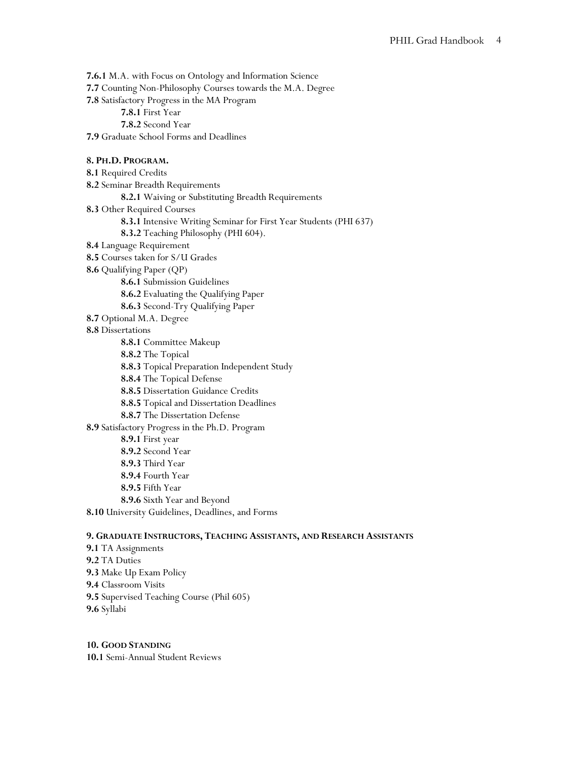**7.6.1** M.A. with Focus on Ontology and Information Science
**7.7** Counting Non-Philosophy Courses towards the M.A. Degree
**7.8** Satisfactory Progress in the MA Program
  **7.8.1** First Year
  **7.8.2** Second Year
**7.9** Graduate School Forms and Deadlines

**8. PH.D. PROGRAM.**
**8.1** Required Credits
**8.2** Seminar Breadth Requirements
  **8.2.1** Waiving or Substituting Breadth Requirements
**8.3** Other Required Courses
  **8.3.1** Intensive Writing Seminar for First Year Students (PHI 637)
  **8.3.2** Teaching Philosophy (PHI 604).
**8.4** Language Requirement
**8.5** Courses taken for S/U Grades
**8.6** Qualifying Paper (QP)
  **8.6.1** Submission Guidelines
  **8.6.2** Evaluating the Qualifying Paper
  **8.6.3** Second-Try Qualifying Paper
**8.7** Optional M.A. Degree
**8.8** Dissertations
  **8.8.1** Committee Makeup
  **8.8.2** The Topical
  **8.8.3** Topical Preparation Independent Study
  **8.8.4** The Topical Defense
  **8.8.5** Dissertation Guidance Credits
  **8.8.5** Topical and Dissertation Deadlines
  **8.8.7** The Dissertation Defense
**8.9** Satisfactory Progress in the Ph.D. Program
  **8.9.1** First year
  **8.9.2** Second Year
  **8.9.3** Third Year
  **8.9.4** Fourth Year
  **8.9.5** Fifth Year
  **8.9.6** Sixth Year and Beyond
**8.10** University Guidelines, Deadlines, and Forms

**9. GRADUATE INSTRUCTORS, TEACHING ASSISTANTS, AND RESEARCH ASSISTANTS**
**9.1** TA Assignments
**9.2** TA Duties
**9.3** Make Up Exam Policy
**9.4** Classroom Visits
**9.5** Supervised Teaching Course (Phil 605)
**9.6** Syllabi

**10. GOOD STANDING**
**10.1** Semi-Annual Student Reviews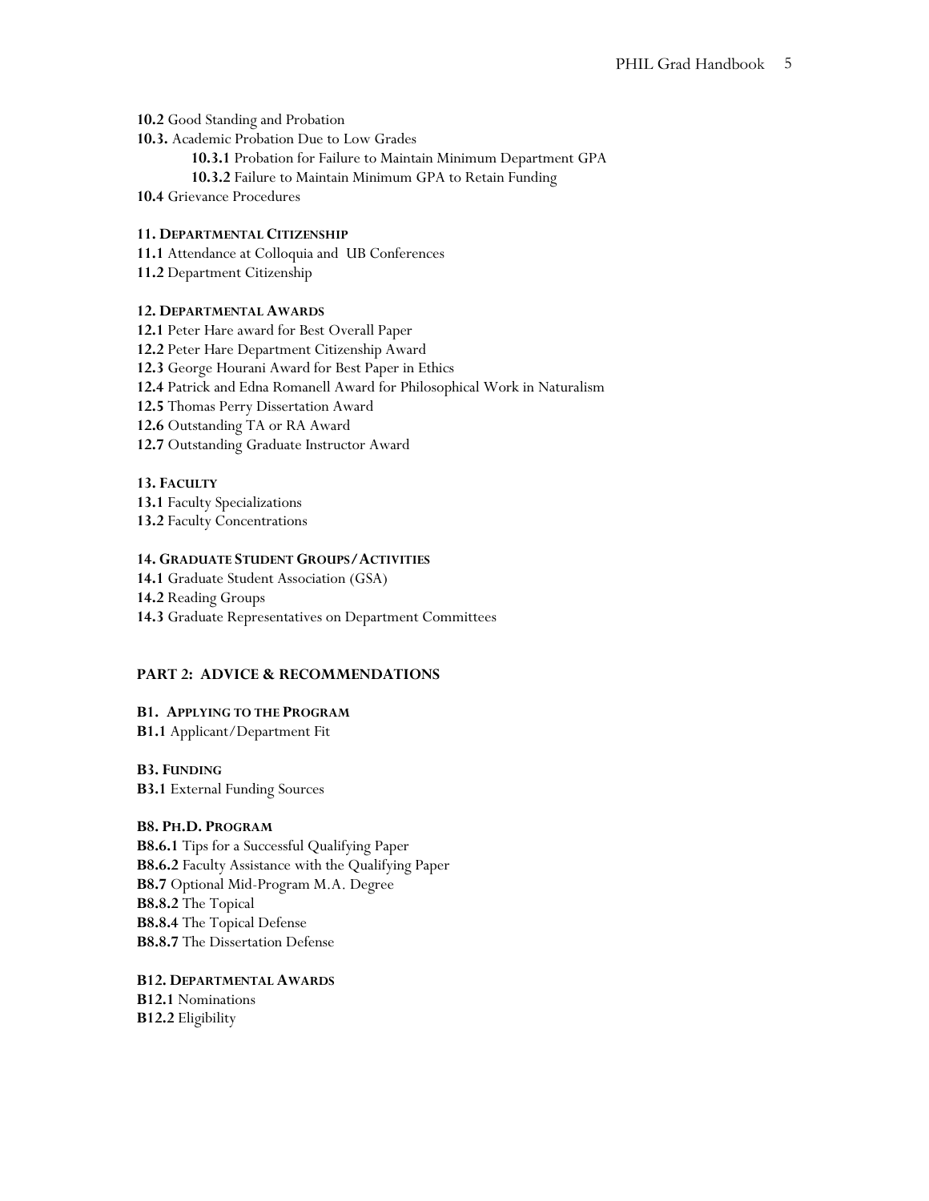**10.2** Good Standing and Probation

**10.3.** Academic Probation Due to Low Grades

- **10.3.1** Probation for Failure to Maintain Minimum Department GPA
- **10.3.2** Failure to Maintain Minimum GPA to Retain Funding

**10.4** Grievance Procedures

**11. DEPARTMENTAL CITIZENSHIP**

**11.1** Attendance at Colloquia and UB Conferences
**11.2** Department Citizenship

**12. DEPARTMENTAL AWARDS**

**12.1** Peter Hare award for Best Overall Paper
**12.2** Peter Hare Department Citizenship Award
**12.3** George Hourani Award for Best Paper in Ethics
**12.4** Patrick and Edna Romanell Award for Philosophical Work in Naturalism
**12.5** Thomas Perry Dissertation Award
**12.6** Outstanding TA or RA Award
**12.7** Outstanding Graduate Instructor Award

**13. FACULTY**

**13.1** Faculty Specializations
**13.2** Faculty Concentrations

**14. GRADUATE STUDENT GROUPS/ACTIVITIES**

**14.1** Graduate Student Association (GSA)
**14.2** Reading Groups
**14.3** Graduate Representatives on Department Committees

## PART 2: ADVICE & RECOMMENDATIONS

**B1. APPLYING TO THE PROGRAM**

**B1.1** Applicant/Department Fit

**B3. FUNDING**

**B3.1** External Funding Sources

**B8. PH.D. PROGRAM**

**B8.6.1** Tips for a Successful Qualifying Paper
**B8.6.2** Faculty Assistance with the Qualifying Paper
**B8.7** Optional Mid-Program M.A. Degree
**B8.8.2** The Topical
**B8.8.4** The Topical Defense
**B8.8.7** The Dissertation Defense

**B12. DEPARTMENTAL AWARDS**

**B12.1** Nominations
**B12.2** Eligibility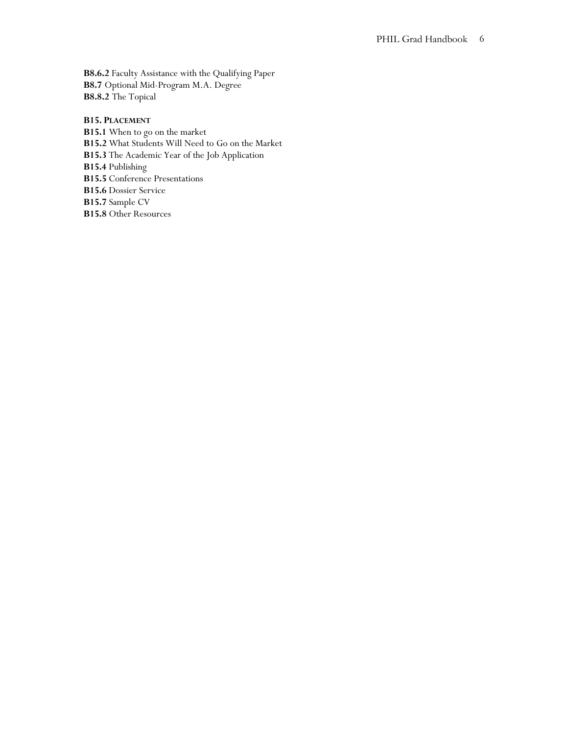**B8.6.2** Faculty Assistance with the Qualifying Paper
**B8.7** Optional Mid-Program M.A. Degree
**B8.8.2** The Topical

**B15. PLACEMENT**
**B15.1** When to go on the market
**B15.2** What Students Will Need to Go on the Market
**B15.3** The Academic Year of the Job Application
**B15.4** Publishing
**B15.5** Conference Presentations
**B15.6** Dossier Service
**B15.7** Sample CV
**B15.8** Other Resources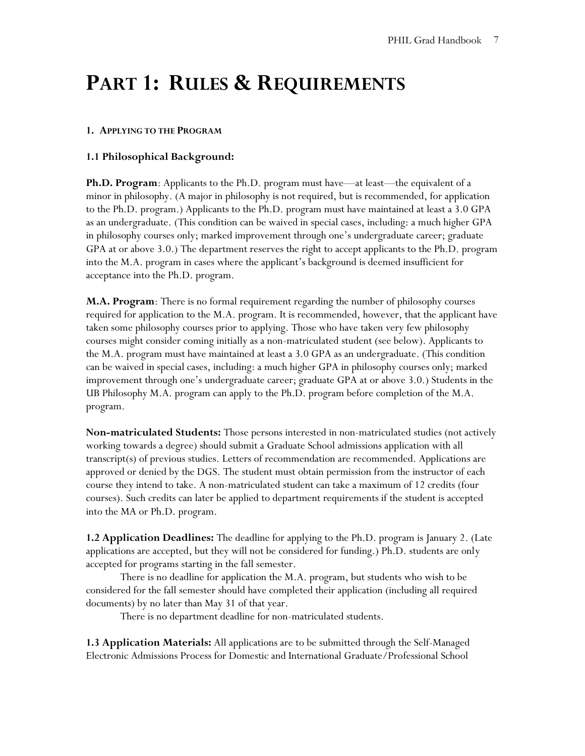# PART 1: RULES & REQUIREMENTS

#### 1. APPLYING TO THE PROGRAM

### 1.1 Philosophical Background:

**Ph.D. Program**: Applicants to the Ph.D. program must have—at least—the equivalent of a minor in philosophy. (A major in philosophy is not required, but is recommended, for application to the Ph.D. program.) Applicants to the Ph.D. program must have maintained at least a 3.0 GPA as an undergraduate. (This condition can be waived in special cases, including: a much higher GPA in philosophy courses only; marked improvement through one's undergraduate career; graduate GPA at or above 3.0.) The department reserves the right to accept applicants to the Ph.D. program into the M.A. program in cases where the applicant's background is deemed insufficient for acceptance into the Ph.D. program.

**M.A. Program**: There is no formal requirement regarding the number of philosophy courses required for application to the M.A. program. It is recommended, however, that the applicant have taken some philosophy courses prior to applying. Those who have taken very few philosophy courses might consider coming initially as a non-matriculated student (see below). Applicants to the M.A. program must have maintained at least a 3.0 GPA as an undergraduate. (This condition can be waived in special cases, including: a much higher GPA in philosophy courses only; marked improvement through one's undergraduate career; graduate GPA at or above 3.0.) Students in the UB Philosophy M.A. program can apply to the Ph.D. program before completion of the M.A. program.

**Non-matriculated Students:** Those persons interested in non-matriculated studies (not actively working towards a degree) should submit a Graduate School admissions application with all transcript(s) of previous studies. Letters of recommendation are recommended. Applications are approved or denied by the DGS. The student must obtain permission from the instructor of each course they intend to take. A non-matriculated student can take a maximum of 12 credits (four courses). Such credits can later be applied to department requirements if the student is accepted into the MA or Ph.D. program.

**1.2 Application Deadlines:** The deadline for applying to the Ph.D. program is January 2. (Late applications are accepted, but they will not be considered for funding.) Ph.D. students are only accepted for programs starting in the fall semester.

There is no deadline for application the M.A. program, but students who wish to be considered for the fall semester should have completed their application (including all required documents) by no later than May 31 of that year.

There is no department deadline for non-matriculated students.

**1.3 Application Materials:** All applications are to be submitted through the Self-Managed Electronic Admissions Process for Domestic and International Graduate/Professional School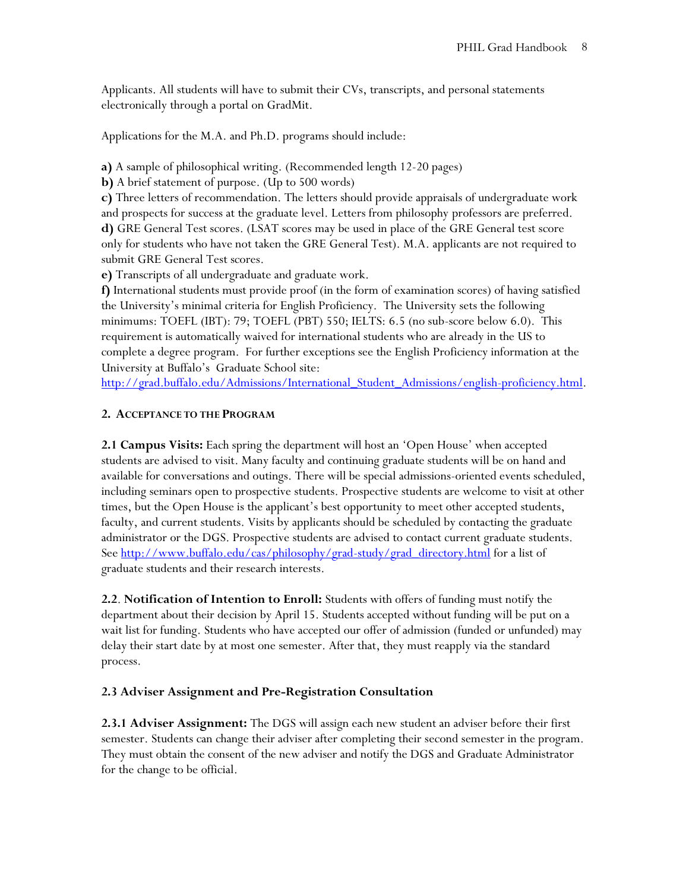Applicants. All students will have to submit their CVs, transcripts, and personal statements electronically through a portal on GradMit.

Applications for the M.A. and Ph.D. programs should include:

**a)** A sample of philosophical writing. (Recommended length 12-20 pages)
**b)** A brief statement of purpose. (Up to 500 words)
**c)** Three letters of recommendation. The letters should provide appraisals of undergraduate work and prospects for success at the graduate level. Letters from philosophy professors are preferred.
**d)** GRE General Test scores. (LSAT scores may be used in place of the GRE General test score only for students who have not taken the GRE General Test). M.A. applicants are not required to submit GRE General Test scores.
**e)** Transcripts of all undergraduate and graduate work.
**f)** International students must provide proof (in the form of examination scores) of having satisfied the University's minimal criteria for English Proficiency. The University sets the following minimums: TOEFL (IBT): 79; TOEFL (PBT) 550; IELTS: 6.5 (no sub-score below 6.0). This requirement is automatically waived for international students who are already in the US to complete a degree program. For further exceptions see the English Proficiency information at the University at Buffalo's Graduate School site: [http://grad.buffalo.edu/Admissions/International_Student_Admissions/english-proficiency.html](http://grad.buffalo.edu/Admissions/International_Student_Admissions/english-proficiency.html).

## 2. Acceptance to the Program

**2.1 Campus Visits:** Each spring the department will host an 'Open House' when accepted students are advised to visit. Many faculty and continuing graduate students will be on hand and available for conversations and outings. There will be special admissions-oriented events scheduled, including seminars open to prospective students. Prospective students are welcome to visit at other times, but the Open House is the applicant's best opportunity to meet other accepted students, faculty, and current students. Visits by applicants should be scheduled by contacting the graduate administrator or the DGS. Prospective students are advised to contact current graduate students. See [http://www.buffalo.edu/cas/philosophy/grad-study/grad_directory.html](http://www.buffalo.edu/cas/philosophy/grad-study/grad_directory.html) for a list of graduate students and their research interests.

**2.2**. **Notification of Intention to Enroll:** Students with offers of funding must notify the department about their decision by April 15. Students accepted without funding will be put on a wait list for funding. Students who have accepted our offer of admission (funded or unfunded) may delay their start date by at most one semester. After that, they must reapply via the standard process.

### 2.3 Adviser Assignment and Pre-Registration Consultation

**2.3.1 Adviser Assignment:** The DGS will assign each new student an adviser before their first semester. Students can change their adviser after completing their second semester in the program. They must obtain the consent of the new adviser and notify the DGS and Graduate Administrator for the change to be official.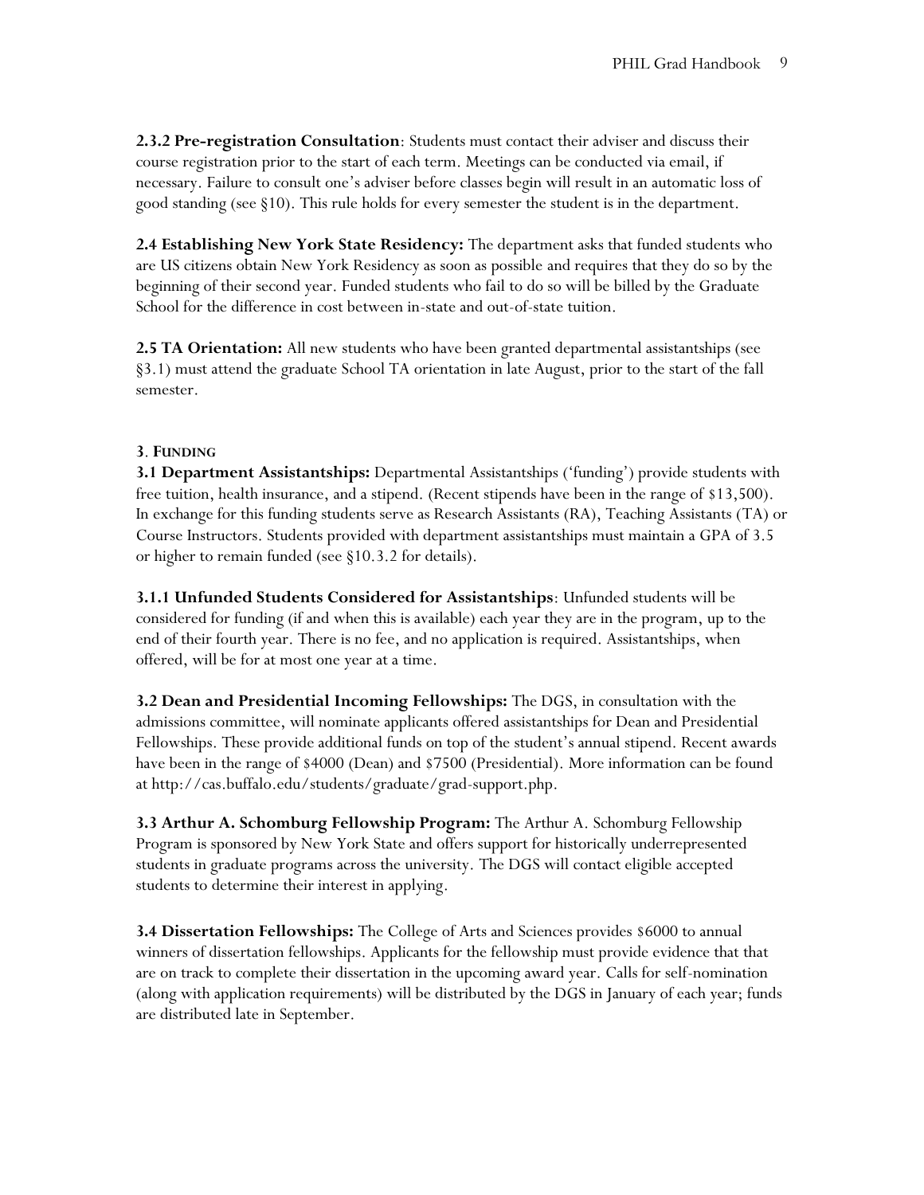**2.3.2 Pre-registration Consultation**: Students must contact their adviser and discuss their course registration prior to the start of each term. Meetings can be conducted via email, if necessary. Failure to consult one's adviser before classes begin will result in an automatic loss of good standing (see §10). This rule holds for every semester the student is in the department.

**2.4 Establishing New York State Residency:** The department asks that funded students who are US citizens obtain New York Residency as soon as possible and requires that they do so by the beginning of their second year. Funded students who fail to do so will be billed by the Graduate School for the difference in cost between in-state and out-of-state tuition.

**2.5 TA Orientation:** All new students who have been granted departmental assistantships (see §3.1) must attend the graduate School TA orientation in late August, prior to the start of the fall semester.

## 3. FUNDING

**3.1 Department Assistantships:** Departmental Assistantships ('funding') provide students with free tuition, health insurance, and a stipend. (Recent stipends have been in the range of $13,500). In exchange for this funding students serve as Research Assistants (RA), Teaching Assistants (TA) or Course Instructors. Students provided with department assistantships must maintain a GPA of 3.5 or higher to remain funded (see §10.3.2 for details).

**3.1.1 Unfunded Students Considered for Assistantships**: Unfunded students will be considered for funding (if and when this is available) each year they are in the program, up to the end of their fourth year. There is no fee, and no application is required. Assistantships, when offered, will be for at most one year at a time.

**3.2 Dean and Presidential Incoming Fellowships:** The DGS, in consultation with the admissions committee, will nominate applicants offered assistantships for Dean and Presidential Fellowships. These provide additional funds on top of the student's annual stipend. Recent awards have been in the range of $4000 (Dean) and $7500 (Presidential). More information can be found at http://cas.buffalo.edu/students/graduate/grad-support.php.

**3.3 Arthur A. Schomburg Fellowship Program:** The Arthur A. Schomburg Fellowship Program is sponsored by New York State and offers support for historically underrepresented students in graduate programs across the university. The DGS will contact eligible accepted students to determine their interest in applying.

**3.4 Dissertation Fellowships:** The College of Arts and Sciences provides $6000 to annual winners of dissertation fellowships. Applicants for the fellowship must provide evidence that that are on track to complete their dissertation in the upcoming award year. Calls for self-nomination (along with application requirements) will be distributed by the DGS in January of each year; funds are distributed late in September.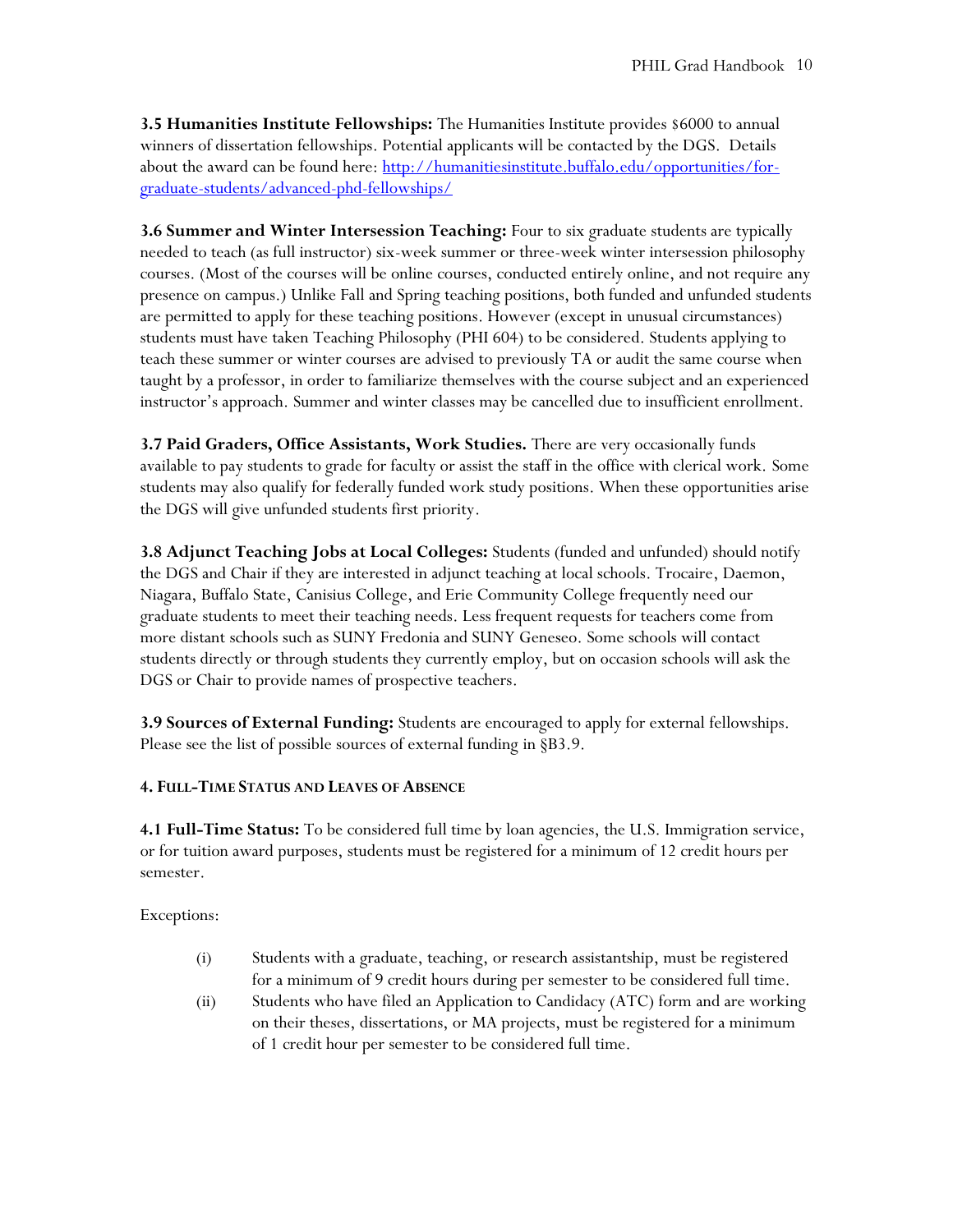**3.5 Humanities Institute Fellowships:** The Humanities Institute provides $6000 to annual winners of dissertation fellowships. Potential applicants will be contacted by the DGS. Details about the award can be found here: [http://humanitiesinstitute.buffalo.edu/opportunities/for-graduate-students/advanced-phd-fellowships/](http://humanitiesinstitute.buffalo.edu/opportunities/for-graduate-students/advanced-phd-fellowships/)

**3.6 Summer and Winter Intersession Teaching:** Four to six graduate students are typically needed to teach (as full instructor) six-week summer or three-week winter intersession philosophy courses. (Most of the courses will be online courses, conducted entirely online, and not require any presence on campus.) Unlike Fall and Spring teaching positions, both funded and unfunded students are permitted to apply for these teaching positions. However (except in unusual circumstances) students must have taken Teaching Philosophy (PHI 604) to be considered. Students applying to teach these summer or winter courses are advised to previously TA or audit the same course when taught by a professor, in order to familiarize themselves with the course subject and an experienced instructor's approach. Summer and winter classes may be cancelled due to insufficient enrollment.

**3.7 Paid Graders, Office Assistants, Work Studies.** There are very occasionally funds available to pay students to grade for faculty or assist the staff in the office with clerical work. Some students may also qualify for federally funded work study positions. When these opportunities arise the DGS will give unfunded students first priority.

**3.8 Adjunct Teaching Jobs at Local Colleges:** Students (funded and unfunded) should notify the DGS and Chair if they are interested in adjunct teaching at local schools. Trocaire, Daemon, Niagara, Buffalo State, Canisius College, and Erie Community College frequently need our graduate students to meet their teaching needs. Less frequent requests for teachers come from more distant schools such as SUNY Fredonia and SUNY Geneseo. Some schools will contact students directly or through students they currently employ, but on occasion schools will ask the DGS or Chair to provide names of prospective teachers.

**3.9 Sources of External Funding:** Students are encouraged to apply for external fellowships. Please see the list of possible sources of external funding in §B3.9.

## 4. Full-Time Status and Leaves of Absence

**4.1 Full-Time Status:** To be considered full time by loan agencies, the U.S. Immigration service, or for tuition award purposes, students must be registered for a minimum of 12 credit hours per semester.

Exceptions:

(i) Students with a graduate, teaching, or research assistantship, must be registered for a minimum of 9 credit hours during per semester to be considered full time.

(ii) Students who have filed an Application to Candidacy (ATC) form and are working on their theses, dissertations, or MA projects, must be registered for a minimum of 1 credit hour per semester to be considered full time.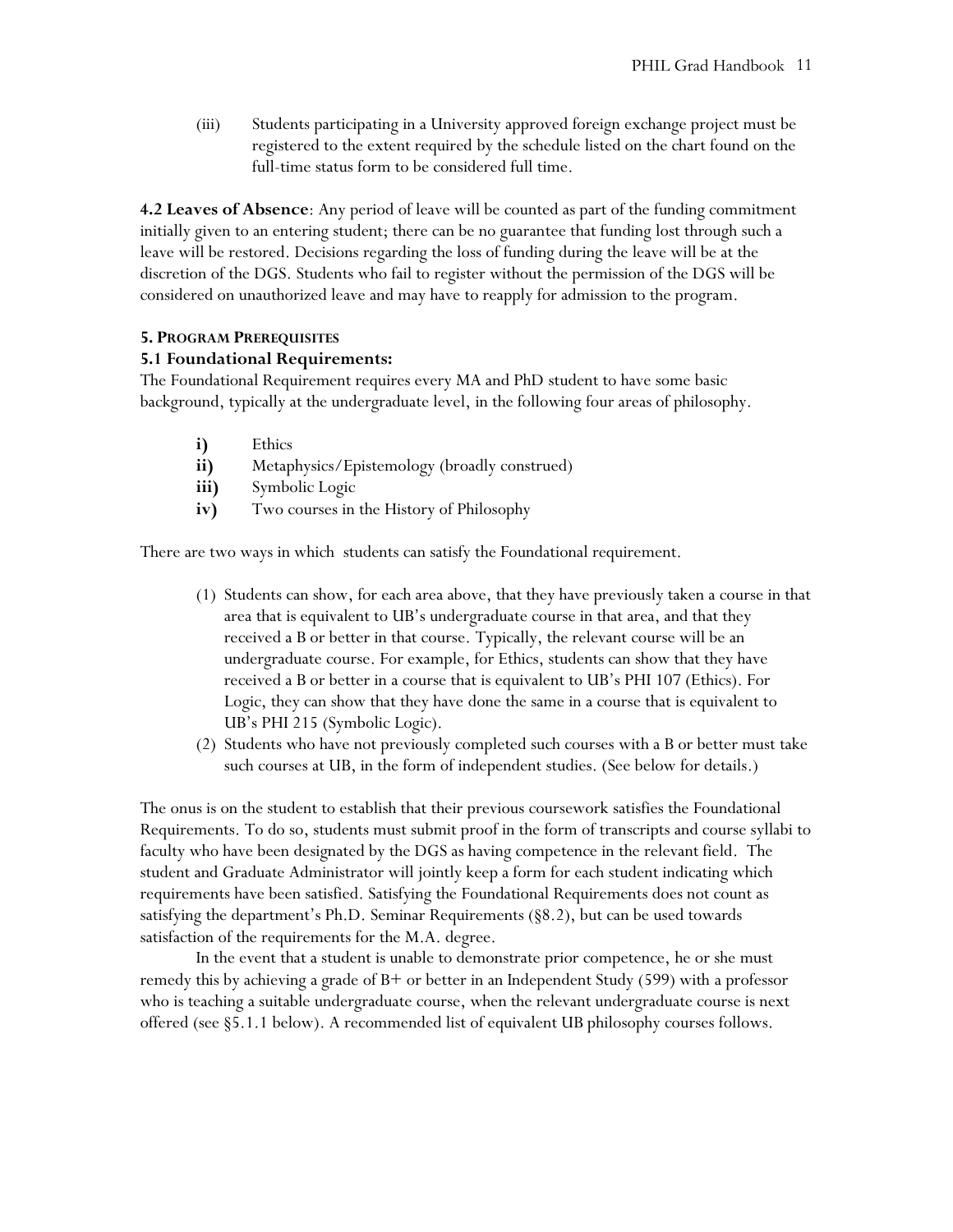(iii) Students participating in a University approved foreign exchange project must be registered to the extent required by the schedule listed on the chart found on the full-time status form to be considered full time.

**4.2 Leaves of Absence**: Any period of leave will be counted as part of the funding commitment initially given to an entering student; there can be no guarantee that funding lost through such a leave will be restored. Decisions regarding the loss of funding during the leave will be at the discretion of the DGS. Students who fail to register without the permission of the DGS will be considered on unauthorized leave and may have to reapply for admission to the program.

## 5. PROGRAM PREREQUISITES

### 5.1 Foundational Requirements:

The Foundational Requirement requires every MA and PhD student to have some basic background, typically at the undergraduate level, in the following four areas of philosophy.

- **i)** Ethics
- **ii)** Metaphysics/Epistemology (broadly construed)
- **iii)** Symbolic Logic
- **iv)** Two courses in the History of Philosophy

There are two ways in which students can satisfy the Foundational requirement.

(1) Students can show, for each area above, that they have previously taken a course in that area that is equivalent to UB's undergraduate course in that area, and that they received a B or better in that course. Typically, the relevant course will be an undergraduate course. For example, for Ethics, students can show that they have received a B or better in a course that is equivalent to UB's PHI 107 (Ethics). For Logic, they can show that they have done the same in a course that is equivalent to UB's PHI 215 (Symbolic Logic).

(2) Students who have not previously completed such courses with a B or better must take such courses at UB, in the form of independent studies. (See below for details.)

The onus is on the student to establish that their previous coursework satisfies the Foundational Requirements. To do so, students must submit proof in the form of transcripts and course syllabi to faculty who have been designated by the DGS as having competence in the relevant field. The student and Graduate Administrator will jointly keep a form for each student indicating which requirements have been satisfied. Satisfying the Foundational Requirements does not count as satisfying the department's Ph.D. Seminar Requirements (§8.2), but can be used towards satisfaction of the requirements for the M.A. degree.

In the event that a student is unable to demonstrate prior competence, he or she must remedy this by achieving a grade of B+ or better in an Independent Study (599) with a professor who is teaching a suitable undergraduate course, when the relevant undergraduate course is next offered (see §5.1.1 below). A recommended list of equivalent UB philosophy courses follows.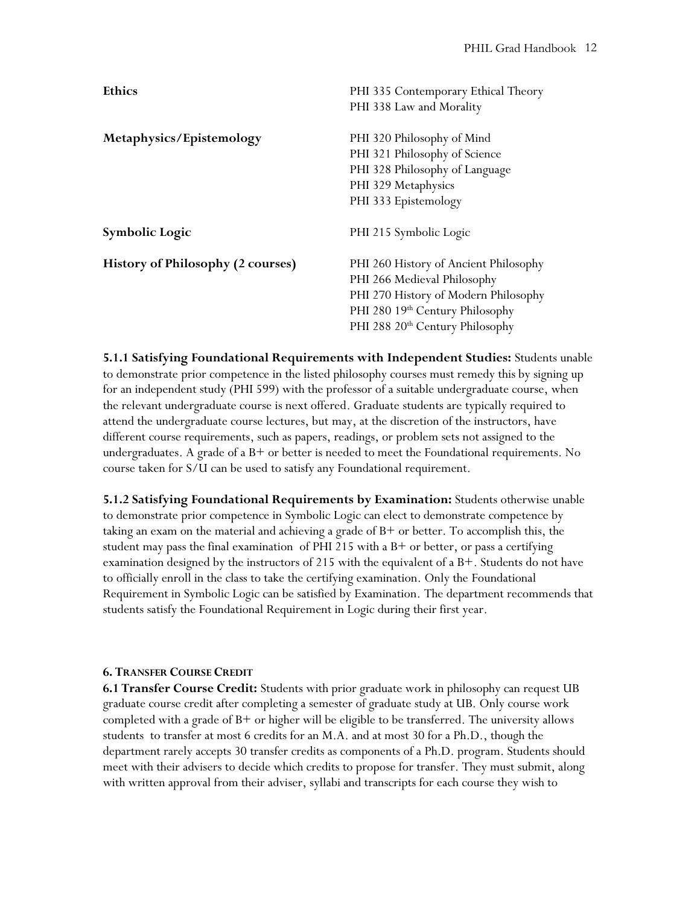| | |
|---|---|
| **Ethics** | PHI 335 Contemporary Ethical Theory<br>PHI 338 Law and Morality |
| **Metaphysics/Epistemology** | PHI 320 Philosophy of Mind<br>PHI 321 Philosophy of Science<br>PHI 328 Philosophy of Language<br>PHI 329 Metaphysics<br>PHI 333 Epistemology |
| **Symbolic Logic** | PHI 215 Symbolic Logic |
| **History of Philosophy (2 courses)** | PHI 260 History of Ancient Philosophy<br>PHI 266 Medieval Philosophy<br>PHI 270 History of Modern Philosophy<br>PHI 280 19th Century Philosophy<br>PHI 288 20th Century Philosophy |

**5.1.1 Satisfying Foundational Requirements with Independent Studies:** Students unable to demonstrate prior competence in the listed philosophy courses must remedy this by signing up for an independent study (PHI 599) with the professor of a suitable undergraduate course, when the relevant undergraduate course is next offered. Graduate students are typically required to attend the undergraduate course lectures, but may, at the discretion of the instructors, have different course requirements, such as papers, readings, or problem sets not assigned to the undergraduates. A grade of a B+ or better is needed to meet the Foundational requirements. No course taken for S/U can be used to satisfy any Foundational requirement.

**5.1.2 Satisfying Foundational Requirements by Examination:** Students otherwise unable to demonstrate prior competence in Symbolic Logic can elect to demonstrate competence by taking an exam on the material and achieving a grade of B+ or better. To accomplish this, the student may pass the final examination of PHI 215 with a B+ or better, or pass a certifying examination designed by the instructors of 215 with the equivalent of a B+. Students do not have to officially enroll in the class to take the certifying examination. Only the Foundational Requirement in Symbolic Logic can be satisfied by Examination. The department recommends that students satisfy the Foundational Requirement in Logic during their first year.

## 6. Transfer Course Credit

**6.1 Transfer Course Credit:** Students with prior graduate work in philosophy can request UB graduate course credit after completing a semester of graduate study at UB. Only course work completed with a grade of B+ or higher will be eligible to be transferred. The university allows students to transfer at most 6 credits for an M.A. and at most 30 for a Ph.D., though the department rarely accepts 30 transfer credits as components of a Ph.D. program. Students should meet with their advisers to decide which credits to propose for transfer. They must submit, along with written approval from their adviser, syllabi and transcripts for each course they wish to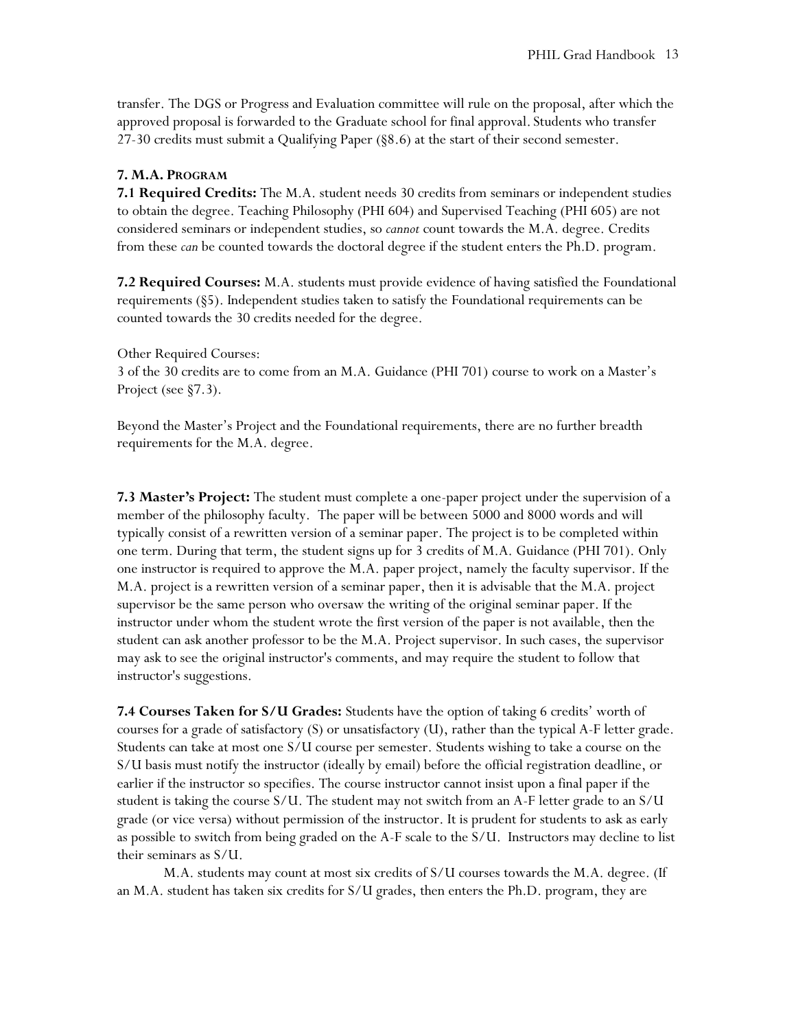transfer. The DGS or Progress and Evaluation committee will rule on the proposal, after which the approved proposal is forwarded to the Graduate school for final approval. Students who transfer 27-30 credits must submit a Qualifying Paper (§8.6) at the start of their second semester.

## 7. M.A. PROGRAM

**7.1 Required Credits:** The M.A. student needs 30 credits from seminars or independent studies to obtain the degree. Teaching Philosophy (PHI 604) and Supervised Teaching (PHI 605) are not considered seminars or independent studies, so *cannot* count towards the M.A. degree. Credits from these *can* be counted towards the doctoral degree if the student enters the Ph.D. program.

**7.2 Required Courses:** M.A. students must provide evidence of having satisfied the Foundational requirements (§5). Independent studies taken to satisfy the Foundational requirements can be counted towards the 30 credits needed for the degree.

Other Required Courses:
3 of the 30 credits are to come from an M.A. Guidance (PHI 701) course to work on a Master's Project (see §7.3).

Beyond the Master's Project and the Foundational requirements, there are no further breadth requirements for the M.A. degree.

**7.3 Master's Project:** The student must complete a one-paper project under the supervision of a member of the philosophy faculty. The paper will be between 5000 and 8000 words and will typically consist of a rewritten version of a seminar paper. The project is to be completed within one term. During that term, the student signs up for 3 credits of M.A. Guidance (PHI 701). Only one instructor is required to approve the M.A. paper project, namely the faculty supervisor. If the M.A. project is a rewritten version of a seminar paper, then it is advisable that the M.A. project supervisor be the same person who oversaw the writing of the original seminar paper. If the instructor under whom the student wrote the first version of the paper is not available, then the student can ask another professor to be the M.A. Project supervisor. In such cases, the supervisor may ask to see the original instructor's comments, and may require the student to follow that instructor's suggestions.

**7.4 Courses Taken for S/U Grades:** Students have the option of taking 6 credits' worth of courses for a grade of satisfactory (S) or unsatisfactory (U), rather than the typical A-F letter grade. Students can take at most one S/U course per semester. Students wishing to take a course on the S/U basis must notify the instructor (ideally by email) before the official registration deadline, or earlier if the instructor so specifies. The course instructor cannot insist upon a final paper if the student is taking the course S/U. The student may not switch from an A-F letter grade to an S/U grade (or vice versa) without permission of the instructor. It is prudent for students to ask as early as possible to switch from being graded on the A-F scale to the S/U. Instructors may decline to list their seminars as S/U.

M.A. students may count at most six credits of S/U courses towards the M.A. degree. (If an M.A. student has taken six credits for S/U grades, then enters the Ph.D. program, they are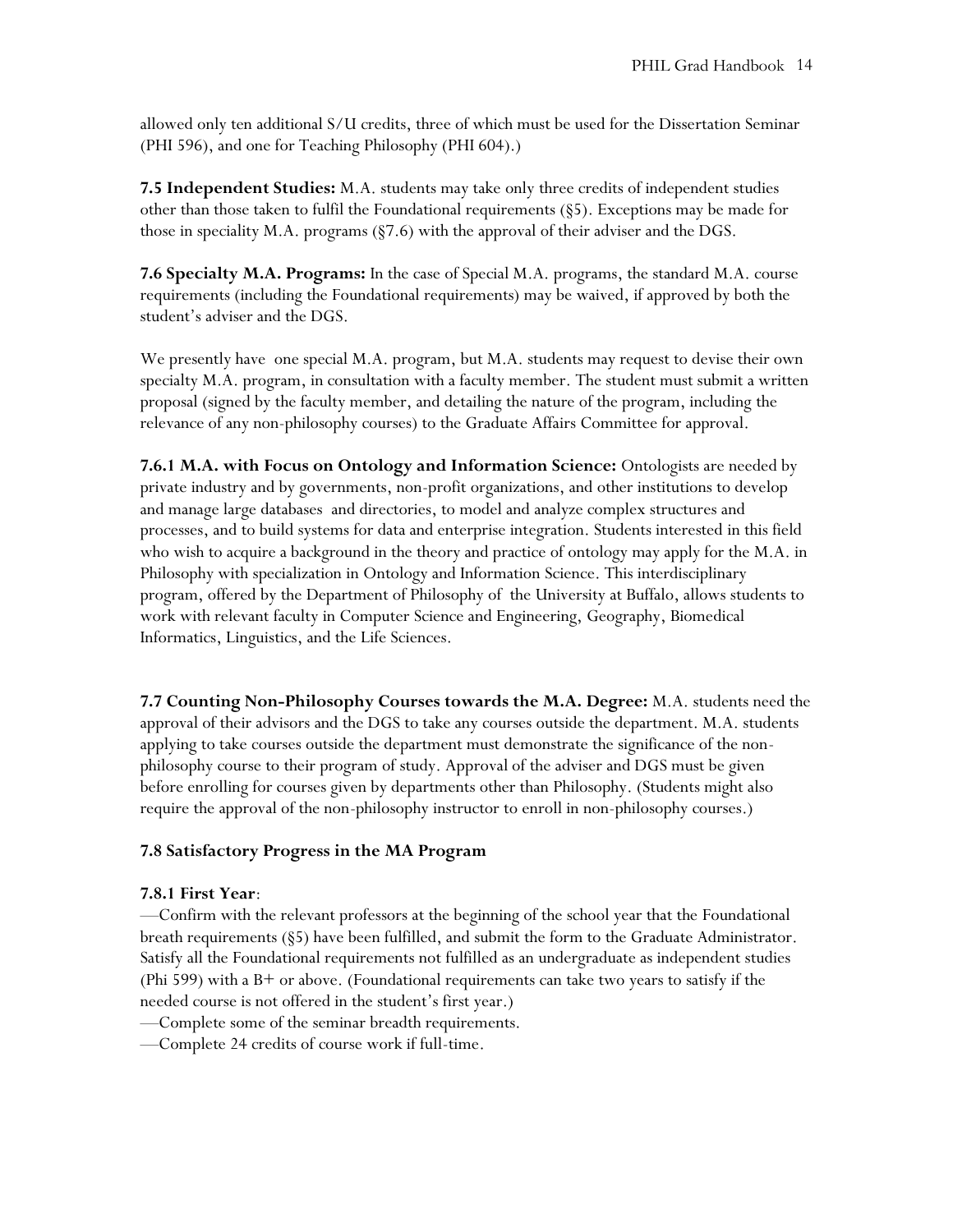allowed only ten additional S/U credits, three of which must be used for the Dissertation Seminar (PHI 596), and one for Teaching Philosophy (PHI 604).)

**7.5 Independent Studies:** M.A. students may take only three credits of independent studies other than those taken to fulfil the Foundational requirements (§5). Exceptions may be made for those in speciality M.A. programs (§7.6) with the approval of their adviser and the DGS.

**7.6 Specialty M.A. Programs:** In the case of Special M.A. programs, the standard M.A. course requirements (including the Foundational requirements) may be waived, if approved by both the student's adviser and the DGS.

We presently have one special M.A. program, but M.A. students may request to devise their own specialty M.A. program, in consultation with a faculty member. The student must submit a written proposal (signed by the faculty member, and detailing the nature of the program, including the relevance of any non-philosophy courses) to the Graduate Affairs Committee for approval.

**7.6.1 M.A. with Focus on Ontology and Information Science:** Ontologists are needed by private industry and by governments, non-profit organizations, and other institutions to develop and manage large databases and directories, to model and analyze complex structures and processes, and to build systems for data and enterprise integration. Students interested in this field who wish to acquire a background in the theory and practice of ontology may apply for the M.A. in Philosophy with specialization in Ontology and Information Science. This interdisciplinary program, offered by the Department of Philosophy of the University at Buffalo, allows students to work with relevant faculty in Computer Science and Engineering, Geography, Biomedical Informatics, Linguistics, and the Life Sciences.

**7.7 Counting Non-Philosophy Courses towards the M.A. Degree:** M.A. students need the approval of their advisors and the DGS to take any courses outside the department. M.A. students applying to take courses outside the department must demonstrate the significance of the non-philosophy course to their program of study. Approval of the adviser and DGS must be given before enrolling for courses given by departments other than Philosophy. (Students might also require the approval of the non-philosophy instructor to enroll in non-philosophy courses.)

**7.8 Satisfactory Progress in the MA Program**

**7.8.1 First Year**:

—Confirm with the relevant professors at the beginning of the school year that the Foundational breath requirements (§5) have been fulfilled, and submit the form to the Graduate Administrator. Satisfy all the Foundational requirements not fulfilled as an undergraduate as independent studies (Phi 599) with a B+ or above. (Foundational requirements can take two years to satisfy if the needed course is not offered in the student's first year.)

—Complete some of the seminar breadth requirements.

—Complete 24 credits of course work if full-time.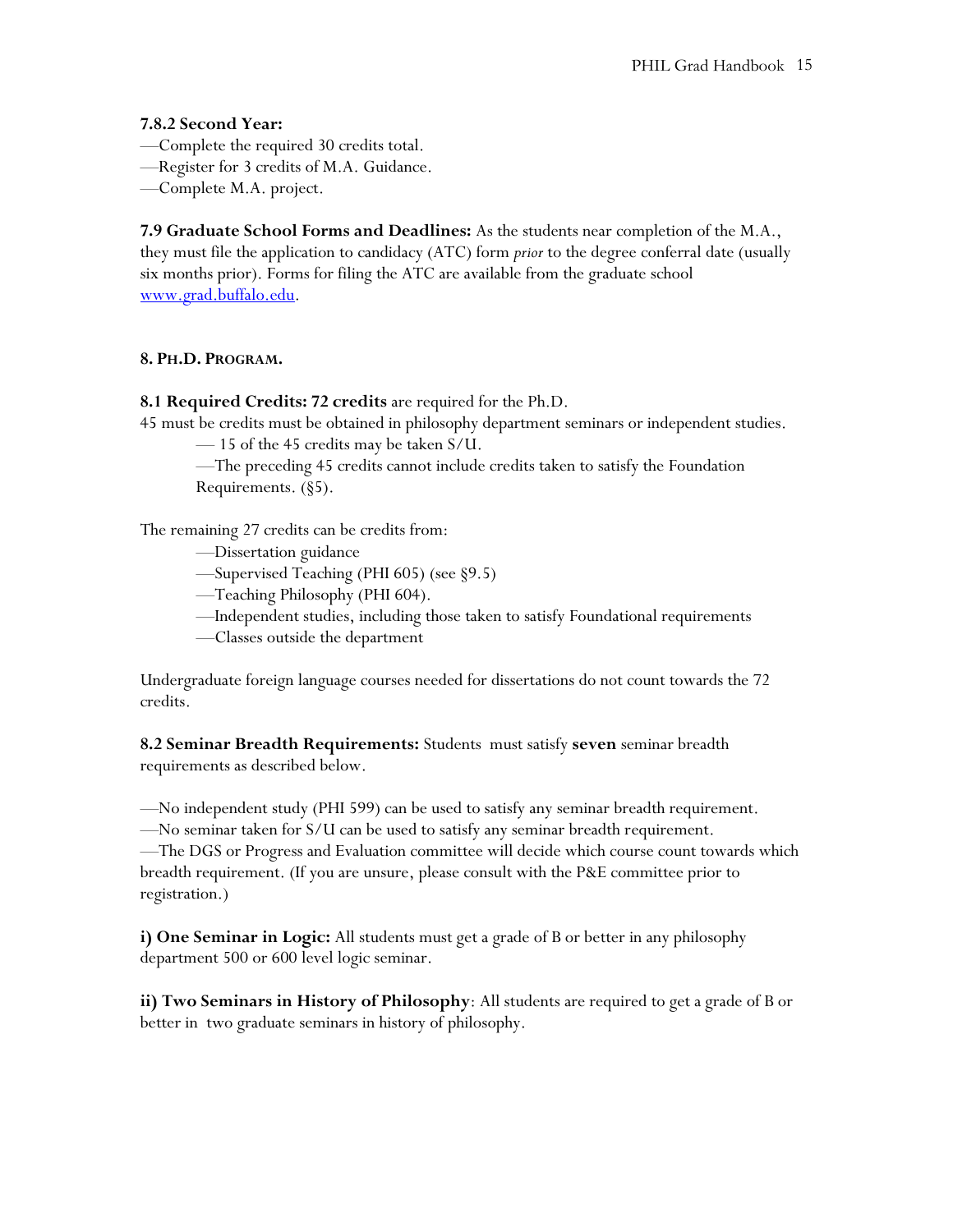**7.8.2 Second Year:**

—Complete the required 30 credits total.
—Register for 3 credits of M.A. Guidance.
—Complete M.A. project.

**7.9 Graduate School Forms and Deadlines:** As the students near completion of the M.A., they must file the application to candidacy (ATC) form *prior* to the degree conferral date (usually six months prior). Forms for filing the ATC are available from the graduate school [www.grad.buffalo.edu](www.grad.buffalo.edu).

## 8. Ph.D. Program.

**8.1 Required Credits: 72 credits** are required for the Ph.D.

45 must be credits must be obtained in philosophy department seminars or independent studies.

- — 15 of the 45 credits may be taken S/U.
- —The preceding 45 credits cannot include credits taken to satisfy the Foundation Requirements. (§5).

The remaining 27 credits can be credits from:

- —Dissertation guidance
- —Supervised Teaching (PHI 605) (see §9.5)
- —Teaching Philosophy (PHI 604).
- —Independent studies, including those taken to satisfy Foundational requirements
- —Classes outside the department

Undergraduate foreign language courses needed for dissertations do not count towards the 72 credits.

**8.2 Seminar Breadth Requirements:** Students must satisfy **seven** seminar breadth requirements as described below.

—No independent study (PHI 599) can be used to satisfy any seminar breadth requirement.
—No seminar taken for S/U can be used to satisfy any seminar breadth requirement.
—The DGS or Progress and Evaluation committee will decide which course count towards which breadth requirement. (If you are unsure, please consult with the P&E committee prior to registration.)

**i) One Seminar in Logic:** All students must get a grade of B or better in any philosophy department 500 or 600 level logic seminar.

**ii) Two Seminars in History of Philosophy**: All students are required to get a grade of B or better in two graduate seminars in history of philosophy.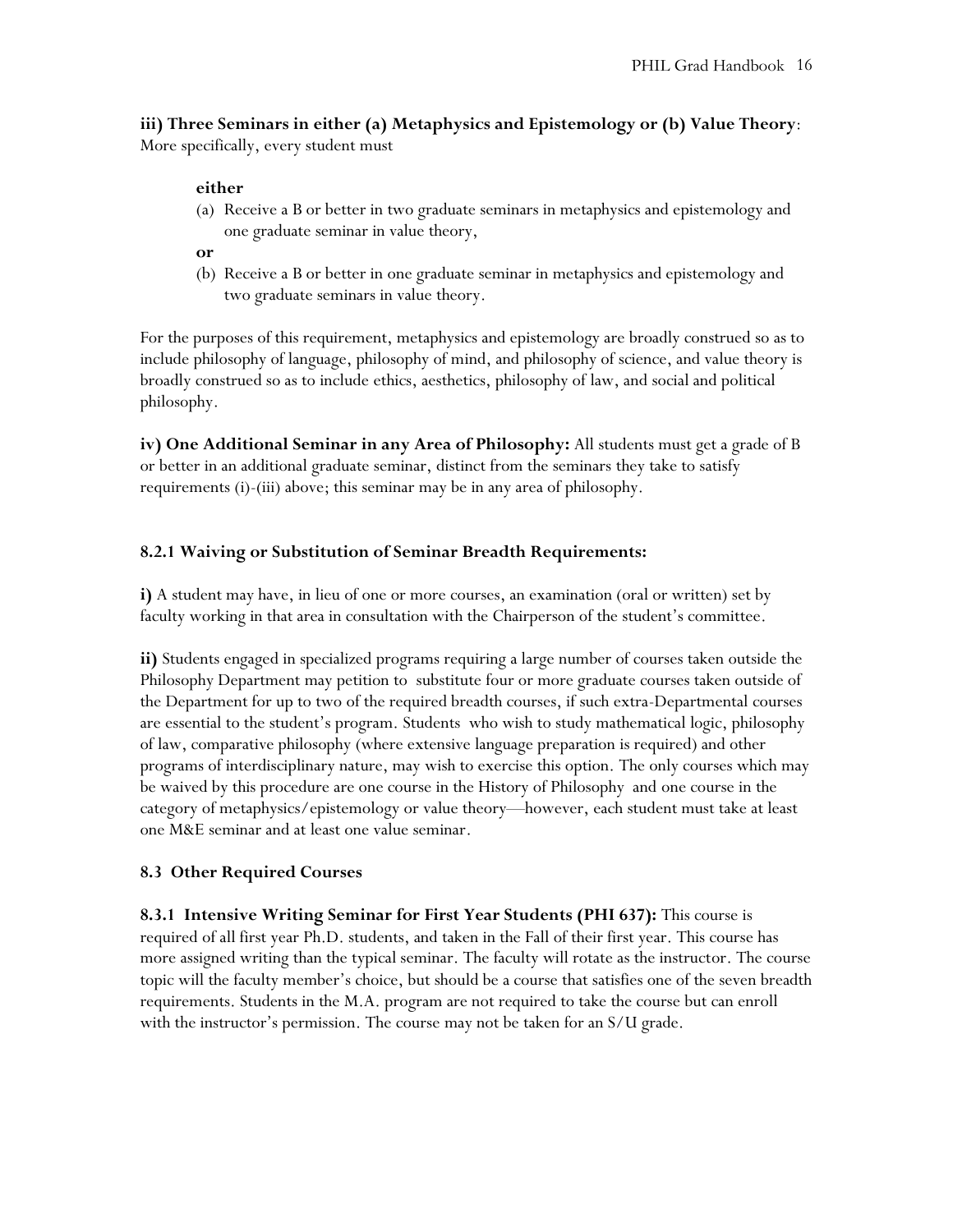**iii) Three Seminars in either (a) Metaphysics and Epistemology or (b) Value Theory**: More specifically, every student must

**either**

(a) Receive a B or better in two graduate seminars in metaphysics and epistemology and one graduate seminar in value theory,

**or**

(b) Receive a B or better in one graduate seminar in metaphysics and epistemology and two graduate seminars in value theory.

For the purposes of this requirement, metaphysics and epistemology are broadly construed so as to include philosophy of language, philosophy of mind, and philosophy of science, and value theory is broadly construed so as to include ethics, aesthetics, philosophy of law, and social and political philosophy.

**iv) One Additional Seminar in any Area of Philosophy:** All students must get a grade of B or better in an additional graduate seminar, distinct from the seminars they take to satisfy requirements (i)-(iii) above; this seminar may be in any area of philosophy.

### 8.2.1 Waiving or Substitution of Seminar Breadth Requirements:

**i)** A student may have, in lieu of one or more courses, an examination (oral or written) set by faculty working in that area in consultation with the Chairperson of the student's committee.

**ii)** Students engaged in specialized programs requiring a large number of courses taken outside the Philosophy Department may petition to substitute four or more graduate courses taken outside of the Department for up to two of the required breadth courses, if such extra-Departmental courses are essential to the student's program. Students who wish to study mathematical logic, philosophy of law, comparative philosophy (where extensive language preparation is required) and other programs of interdisciplinary nature, may wish to exercise this option. The only courses which may be waived by this procedure are one course in the History of Philosophy and one course in the category of metaphysics/epistemology or value theory—however, each student must take at least one M&E seminar and at least one value seminar.

### 8.3 Other Required Courses

**8.3.1 Intensive Writing Seminar for First Year Students (PHI 637):** This course is required of all first year Ph.D. students, and taken in the Fall of their first year. This course has more assigned writing than the typical seminar. The faculty will rotate as the instructor. The course topic will the faculty member's choice, but should be a course that satisfies one of the seven breadth requirements. Students in the M.A. program are not required to take the course but can enroll with the instructor's permission. The course may not be taken for an S/U grade.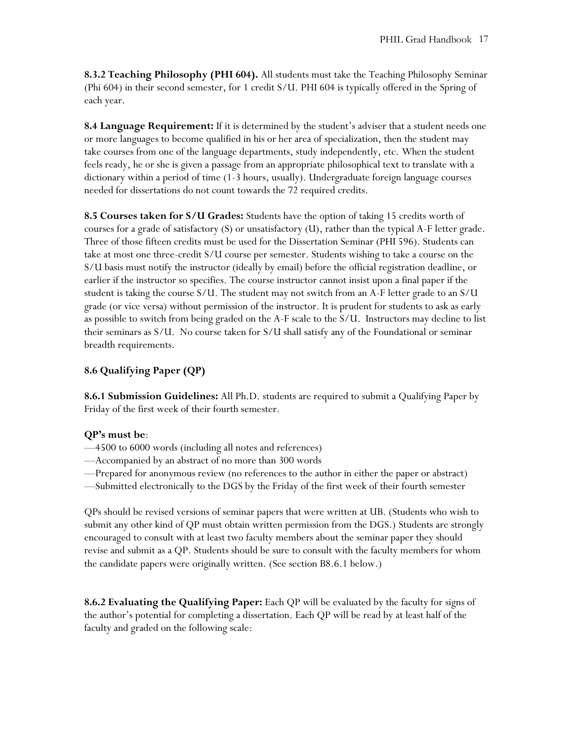**8.3.2 Teaching Philosophy (PHI 604).** All students must take the Teaching Philosophy Seminar (Phi 604) in their second semester, for 1 credit S/U. PHI 604 is typically offered in the Spring of each year.

**8.4 Language Requirement:** If it is determined by the student's adviser that a student needs one or more languages to become qualified in his or her area of specialization, then the student may take courses from one of the language departments, study independently, etc. When the student feels ready, he or she is given a passage from an appropriate philosophical text to translate with a dictionary within a period of time (1-3 hours, usually). Undergraduate foreign language courses needed for dissertations do not count towards the 72 required credits.

**8.5 Courses taken for S/U Grades:** Students have the option of taking 15 credits worth of courses for a grade of satisfactory (S) or unsatisfactory (U), rather than the typical A-F letter grade. Three of those fifteen credits must be used for the Dissertation Seminar (PHI 596). Students can take at most one three-credit S/U course per semester. Students wishing to take a course on the S/U basis must notify the instructor (ideally by email) before the official registration deadline, or earlier if the instructor so specifies. The course instructor cannot insist upon a final paper if the student is taking the course S/U. The student may not switch from an A-F letter grade to an S/U grade (or vice versa) without permission of the instructor. It is prudent for students to ask as early as possible to switch from being graded on the A-F scale to the S/U. Instructors may decline to list their seminars as S/U. No course taken for S/U shall satisfy any of the Foundational or seminar breadth requirements.

### 8.6 Qualifying Paper (QP)

**8.6.1 Submission Guidelines:** All Ph.D. students are required to submit a Qualifying Paper by Friday of the first week of their fourth semester.

**QP's must be**:

—4500 to 6000 words (including all notes and references)
—Accompanied by an abstract of no more than 300 words
—Prepared for anonymous review (no references to the author in either the paper or abstract)
—Submitted electronically to the DGS by the Friday of the first week of their fourth semester

QPs should be revised versions of seminar papers that were written at UB. (Students who wish to submit any other kind of QP must obtain written permission from the DGS.) Students are strongly encouraged to consult with at least two faculty members about the seminar paper they should revise and submit as a QP. Students should be sure to consult with the faculty members for whom the candidate papers were originally written. (See section B8.6.1 below.)

**8.6.2 Evaluating the Qualifying Paper:** Each QP will be evaluated by the faculty for signs of the author's potential for completing a dissertation. Each QP will be read by at least half of the faculty and graded on the following scale: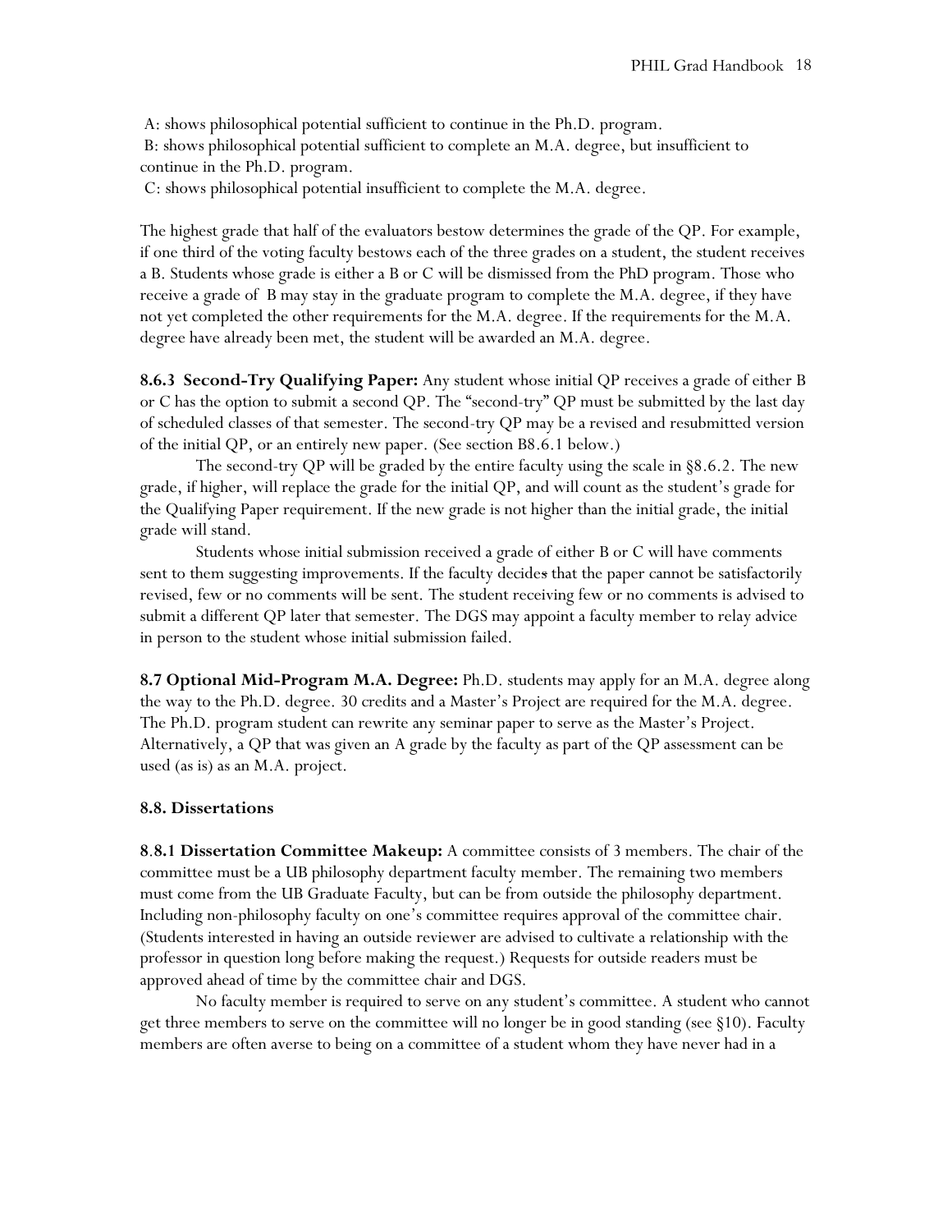A: shows philosophical potential sufficient to continue in the Ph.D. program.
B: shows philosophical potential sufficient to complete an M.A. degree, but insufficient to continue in the Ph.D. program.
C: shows philosophical potential insufficient to complete the M.A. degree.

The highest grade that half of the evaluators bestow determines the grade of the QP. For example, if one third of the voting faculty bestows each of the three grades on a student, the student receives a B. Students whose grade is either a B or C will be dismissed from the PhD program. Those who receive a grade of B may stay in the graduate program to complete the M.A. degree, if they have not yet completed the other requirements for the M.A. degree. If the requirements for the M.A. degree have already been met, the student will be awarded an M.A. degree.

**8.6.3 Second-Try Qualifying Paper:** Any student whose initial QP receives a grade of either B or C has the option to submit a second QP. The "second-try" QP must be submitted by the last day of scheduled classes of that semester. The second-try QP may be a revised and resubmitted version of the initial QP, or an entirely new paper. (See section B8.6.1 below.)

The second-try QP will be graded by the entire faculty using the scale in §8.6.2. The new grade, if higher, will replace the grade for the initial QP, and will count as the student's grade for the Qualifying Paper requirement. If the new grade is not higher than the initial grade, the initial grade will stand.

Students whose initial submission received a grade of either B or C will have comments sent to them suggesting improvements. If the faculty decides that the paper cannot be satisfactorily revised, few or no comments will be sent. The student receiving few or no comments is advised to submit a different QP later that semester. The DGS may appoint a faculty member to relay advice in person to the student whose initial submission failed.

**8.7 Optional Mid-Program M.A. Degree:** Ph.D. students may apply for an M.A. degree along the way to the Ph.D. degree. 30 credits and a Master's Project are required for the M.A. degree. The Ph.D. program student can rewrite any seminar paper to serve as the Master's Project. Alternatively, a QP that was given an A grade by the faculty as part of the QP assessment can be used (as is) as an M.A. project.

**8.8. Dissertations**

**8.8.1 Dissertation Committee Makeup:** A committee consists of 3 members. The chair of the committee must be a UB philosophy department faculty member. The remaining two members must come from the UB Graduate Faculty, but can be from outside the philosophy department. Including non-philosophy faculty on one's committee requires approval of the committee chair. (Students interested in having an outside reviewer are advised to cultivate a relationship with the professor in question long before making the request.) Requests for outside readers must be approved ahead of time by the committee chair and DGS.

No faculty member is required to serve on any student's committee. A student who cannot get three members to serve on the committee will no longer be in good standing (see §10). Faculty members are often averse to being on a committee of a student whom they have never had in a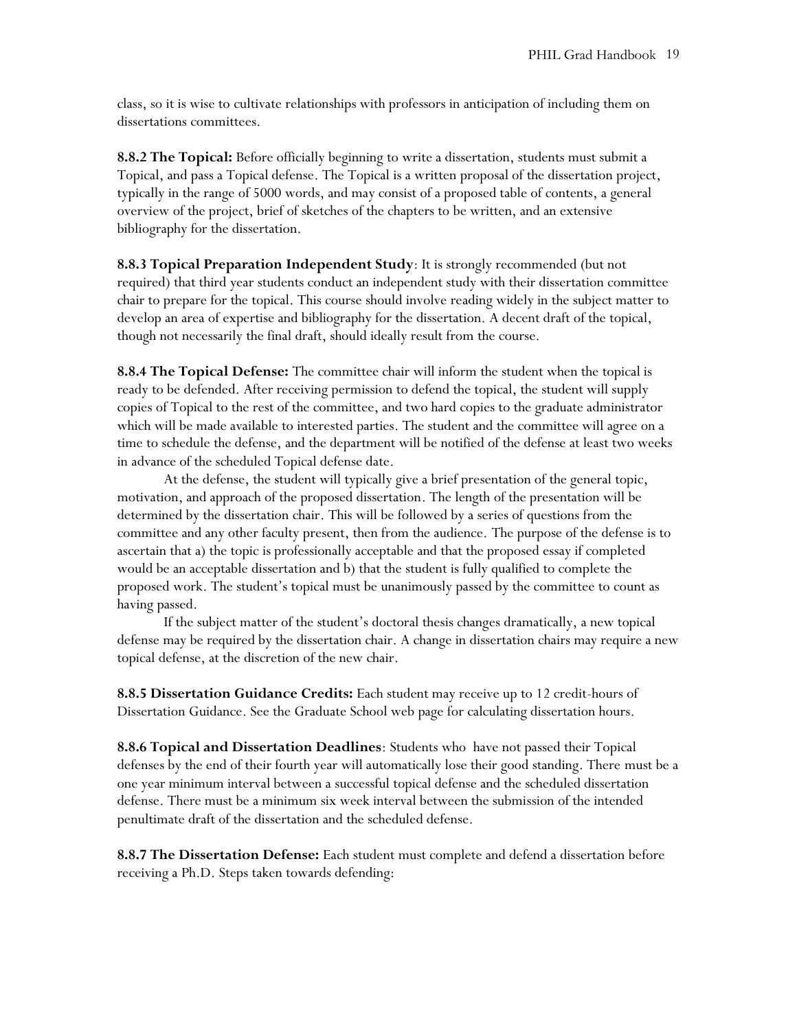class, so it is wise to cultivate relationships with professors in anticipation of including them on dissertations committees.

**8.8.2 The Topical:** Before officially beginning to write a dissertation, students must submit a Topical, and pass a Topical defense. The Topical is a written proposal of the dissertation project, typically in the range of 5000 words, and may consist of a proposed table of contents, a general overview of the project, brief of sketches of the chapters to be written, and an extensive bibliography for the dissertation.

**8.8.3 Topical Preparation Independent Study**: It is strongly recommended (but not required) that third year students conduct an independent study with their dissertation committee chair to prepare for the topical. This course should involve reading widely in the subject matter to develop an area of expertise and bibliography for the dissertation. A decent draft of the topical, though not necessarily the final draft, should ideally result from the course.

**8.8.4 The Topical Defense:** The committee chair will inform the student when the topical is ready to be defended. After receiving permission to defend the topical, the student will supply copies of Topical to the rest of the committee, and two hard copies to the graduate administrator which will be made available to interested parties. The student and the committee will agree on a time to schedule the defense, and the department will be notified of the defense at least two weeks in advance of the scheduled Topical defense date.

At the defense, the student will typically give a brief presentation of the general topic, motivation, and approach of the proposed dissertation. The length of the presentation will be determined by the dissertation chair. This will be followed by a series of questions from the committee and any other faculty present, then from the audience. The purpose of the defense is to ascertain that a) the topic is professionally acceptable and that the proposed essay if completed would be an acceptable dissertation and b) that the student is fully qualified to complete the proposed work. The student's topical must be unanimously passed by the committee to count as having passed.

If the subject matter of the student's doctoral thesis changes dramatically, a new topical defense may be required by the dissertation chair. A change in dissertation chairs may require a new topical defense, at the discretion of the new chair.

**8.8.5 Dissertation Guidance Credits:** Each student may receive up to 12 credit-hours of Dissertation Guidance. See the Graduate School web page for calculating dissertation hours.

**8.8.6 Topical and Dissertation Deadlines**: Students who have not passed their Topical defenses by the end of their fourth year will automatically lose their good standing. There must be a one year minimum interval between a successful topical defense and the scheduled dissertation defense. There must be a minimum six week interval between the submission of the intended penultimate draft of the dissertation and the scheduled defense.

**8.8.7 The Dissertation Defense:** Each student must complete and defend a dissertation before receiving a Ph.D. Steps taken towards defending: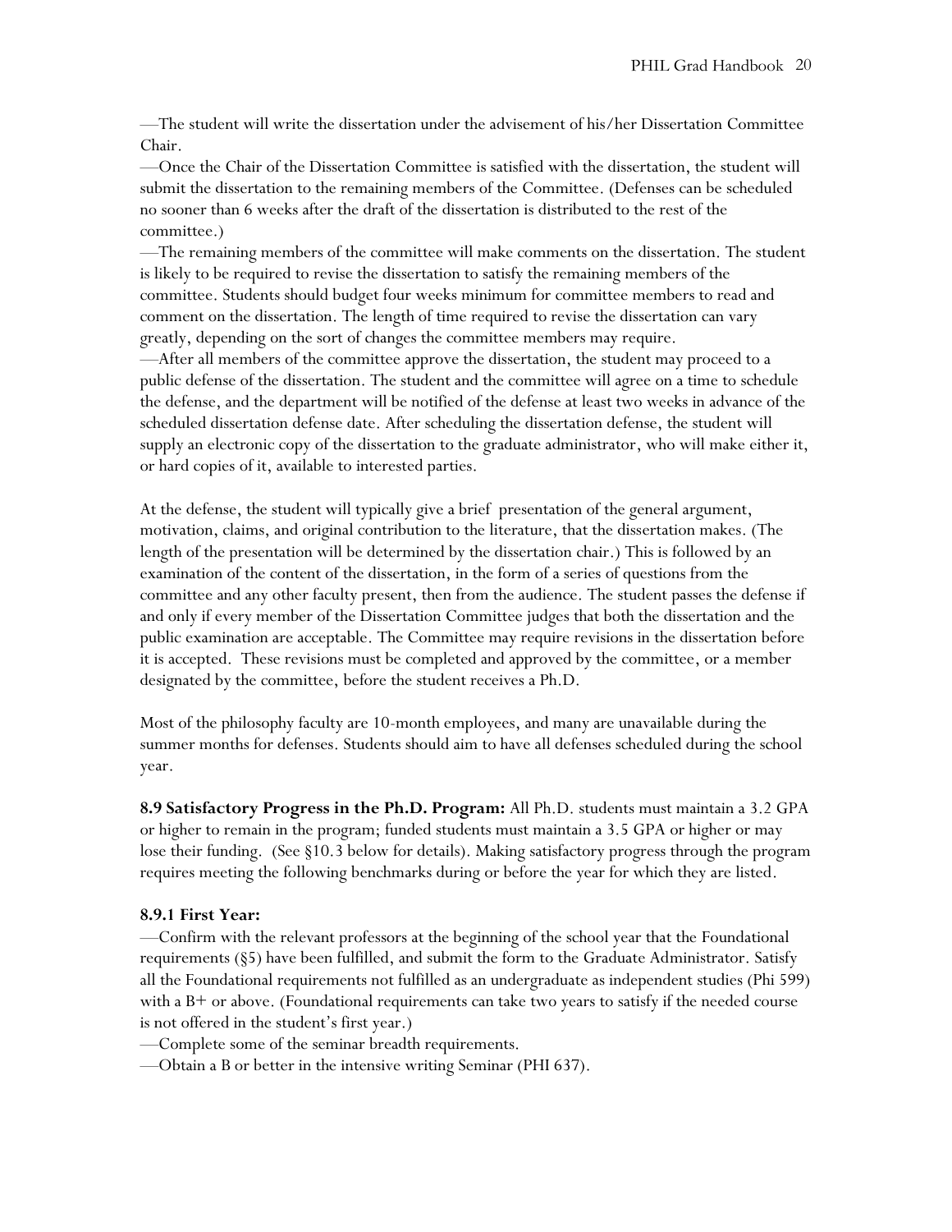—The student will write the dissertation under the advisement of his/her Dissertation Committee Chair.

—Once the Chair of the Dissertation Committee is satisfied with the dissertation, the student will submit the dissertation to the remaining members of the Committee. (Defenses can be scheduled no sooner than 6 weeks after the draft of the dissertation is distributed to the rest of the committee.)

—The remaining members of the committee will make comments on the dissertation. The student is likely to be required to revise the dissertation to satisfy the remaining members of the committee. Students should budget four weeks minimum for committee members to read and comment on the dissertation. The length of time required to revise the dissertation can vary greatly, depending on the sort of changes the committee members may require.

—After all members of the committee approve the dissertation, the student may proceed to a public defense of the dissertation. The student and the committee will agree on a time to schedule the defense, and the department will be notified of the defense at least two weeks in advance of the scheduled dissertation defense date. After scheduling the dissertation defense, the student will supply an electronic copy of the dissertation to the graduate administrator, who will make either it, or hard copies of it, available to interested parties.

At the defense, the student will typically give a brief presentation of the general argument, motivation, claims, and original contribution to the literature, that the dissertation makes. (The length of the presentation will be determined by the dissertation chair.) This is followed by an examination of the content of the dissertation, in the form of a series of questions from the committee and any other faculty present, then from the audience. The student passes the defense if and only if every member of the Dissertation Committee judges that both the dissertation and the public examination are acceptable. The Committee may require revisions in the dissertation before it is accepted. These revisions must be completed and approved by the committee, or a member designated by the committee, before the student receives a Ph.D.

Most of the philosophy faculty are 10-month employees, and many are unavailable during the summer months for defenses. Students should aim to have all defenses scheduled during the school year.

**8.9 Satisfactory Progress in the Ph.D. Program:** All Ph.D. students must maintain a 3.2 GPA or higher to remain in the program; funded students must maintain a 3.5 GPA or higher or may lose their funding. (See §10.3 below for details). Making satisfactory progress through the program requires meeting the following benchmarks during or before the year for which they are listed.

**8.9.1 First Year:**

—Confirm with the relevant professors at the beginning of the school year that the Foundational requirements (§5) have been fulfilled, and submit the form to the Graduate Administrator. Satisfy all the Foundational requirements not fulfilled as an undergraduate as independent studies (Phi 599) with a B+ or above. (Foundational requirements can take two years to satisfy if the needed course is not offered in the student's first year.)

—Complete some of the seminar breadth requirements.

—Obtain a B or better in the intensive writing Seminar (PHI 637).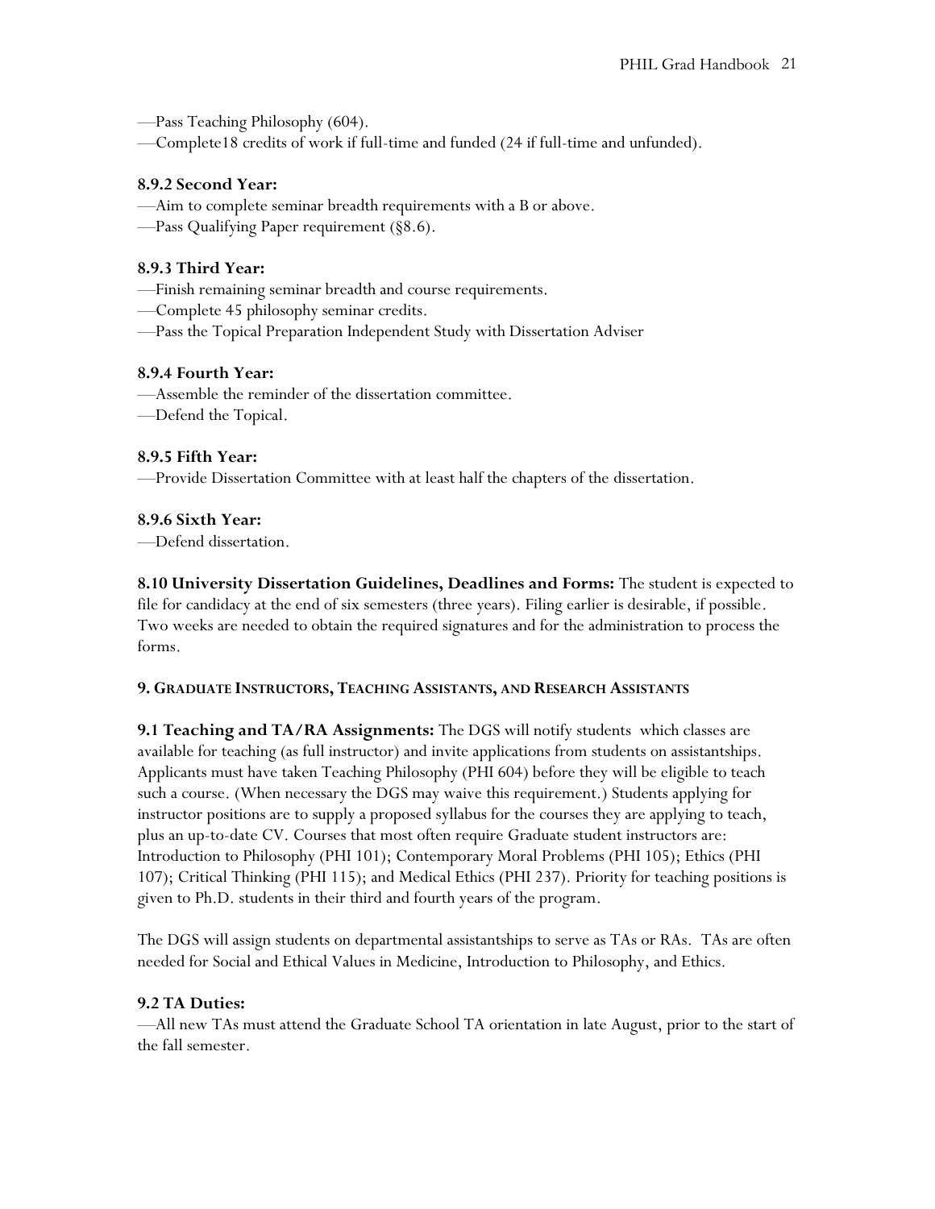—Pass Teaching Philosophy (604).
—Complete18 credits of work if full-time and funded (24 if full-time and unfunded).

### 8.9.2 Second Year:

—Aim to complete seminar breadth requirements with a B or above.
—Pass Qualifying Paper requirement (§8.6).

### 8.9.3 Third Year:

—Finish remaining seminar breadth and course requirements.
—Complete 45 philosophy seminar credits.
—Pass the Topical Preparation Independent Study with Dissertation Adviser

### 8.9.4 Fourth Year:

—Assemble the reminder of the dissertation committee.
—Defend the Topical.

### 8.9.5 Fifth Year:

—Provide Dissertation Committee with at least half the chapters of the dissertation.

### 8.9.6 Sixth Year:

—Defend dissertation.

**8.10 University Dissertation Guidelines, Deadlines and Forms:** The student is expected to file for candidacy at the end of six semesters (three years). Filing earlier is desirable, if possible. Two weeks are needed to obtain the required signatures and for the administration to process the forms.

## 9. Graduate Instructors, Teaching Assistants, and Research Assistants

**9.1 Teaching and TA/RA Assignments:** The DGS will notify students which classes are available for teaching (as full instructor) and invite applications from students on assistantships. Applicants must have taken Teaching Philosophy (PHI 604) before they will be eligible to teach such a course. (When necessary the DGS may waive this requirement.) Students applying for instructor positions are to supply a proposed syllabus for the courses they are applying to teach, plus an up-to-date CV. Courses that most often require Graduate student instructors are: Introduction to Philosophy (PHI 101); Contemporary Moral Problems (PHI 105); Ethics (PHI 107); Critical Thinking (PHI 115); and Medical Ethics (PHI 237). Priority for teaching positions is given to Ph.D. students in their third and fourth years of the program.

The DGS will assign students on departmental assistantships to serve as TAs or RAs. TAs are often needed for Social and Ethical Values in Medicine, Introduction to Philosophy, and Ethics.

### 9.2 TA Duties:

—All new TAs must attend the Graduate School TA orientation in late August, prior to the start of the fall semester.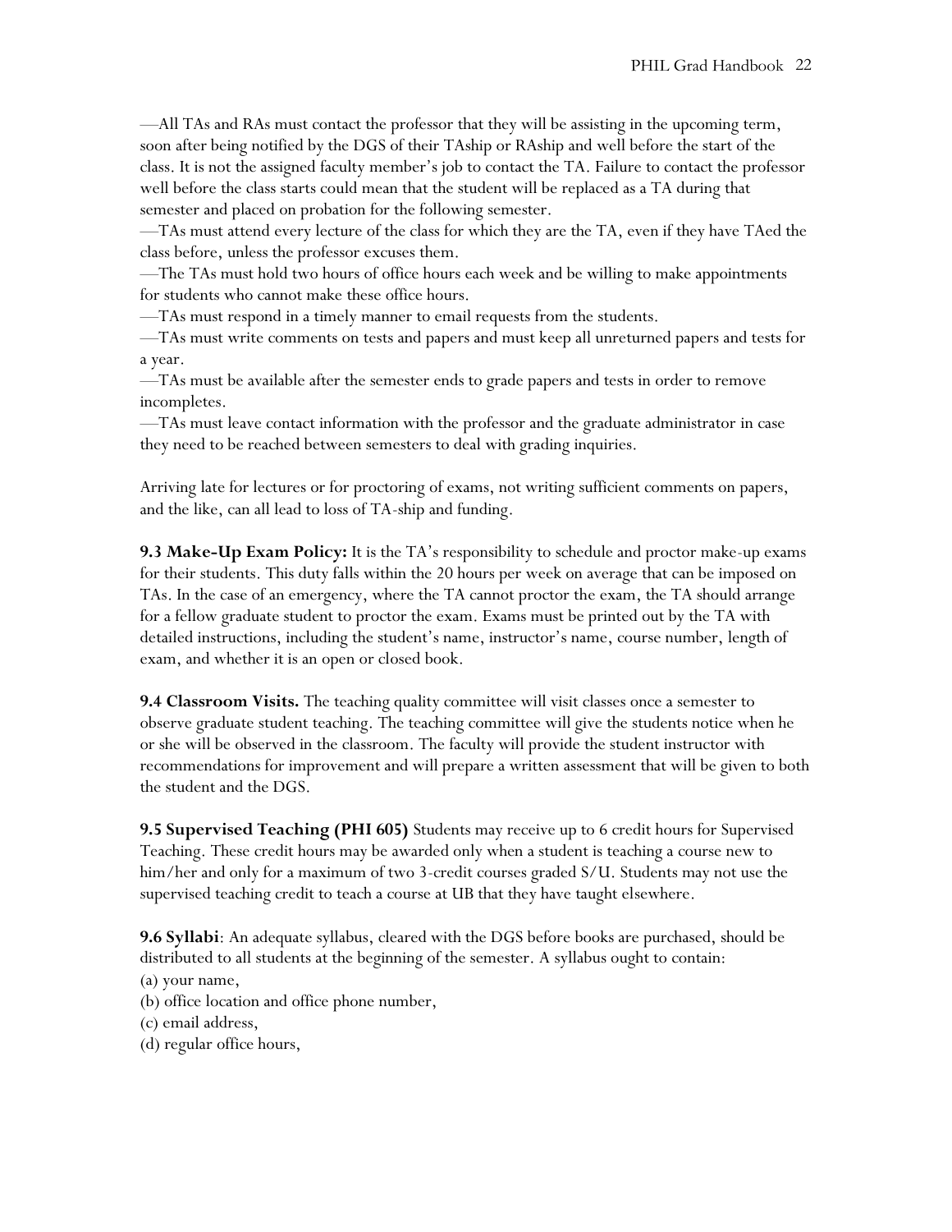—All TAs and RAs must contact the professor that they will be assisting in the upcoming term, soon after being notified by the DGS of their TAship or RAship and well before the start of the class. It is not the assigned faculty member's job to contact the TA. Failure to contact the professor well before the class starts could mean that the student will be replaced as a TA during that semester and placed on probation for the following semester.
—TAs must attend every lecture of the class for which they are the TA, even if they have TAed the class before, unless the professor excuses them.
—The TAs must hold two hours of office hours each week and be willing to make appointments for students who cannot make these office hours.
—TAs must respond in a timely manner to email requests from the students.
—TAs must write comments on tests and papers and must keep all unreturned papers and tests for a year.
—TAs must be available after the semester ends to grade papers and tests in order to remove incompletes.
—TAs must leave contact information with the professor and the graduate administrator in case they need to be reached between semesters to deal with grading inquiries.

Arriving late for lectures or for proctoring of exams, not writing sufficient comments on papers, and the like, can all lead to loss of TA-ship and funding.

**9.3 Make-Up Exam Policy:** It is the TA's responsibility to schedule and proctor make-up exams for their students. This duty falls within the 20 hours per week on average that can be imposed on TAs. In the case of an emergency, where the TA cannot proctor the exam, the TA should arrange for a fellow graduate student to proctor the exam. Exams must be printed out by the TA with detailed instructions, including the student's name, instructor's name, course number, length of exam, and whether it is an open or closed book.

**9.4 Classroom Visits.** The teaching quality committee will visit classes once a semester to observe graduate student teaching. The teaching committee will give the students notice when he or she will be observed in the classroom. The faculty will provide the student instructor with recommendations for improvement and will prepare a written assessment that will be given to both the student and the DGS.

**9.5 Supervised Teaching (PHI 605)** Students may receive up to 6 credit hours for Supervised Teaching. These credit hours may be awarded only when a student is teaching a course new to him/her and only for a maximum of two 3-credit courses graded S/U. Students may not use the supervised teaching credit to teach a course at UB that they have taught elsewhere.

**9.6 Syllabi**: An adequate syllabus, cleared with the DGS before books are purchased, should be distributed to all students at the beginning of the semester. A syllabus ought to contain:
(a) your name,
(b) office location and office phone number,
(c) email address,
(d) regular office hours,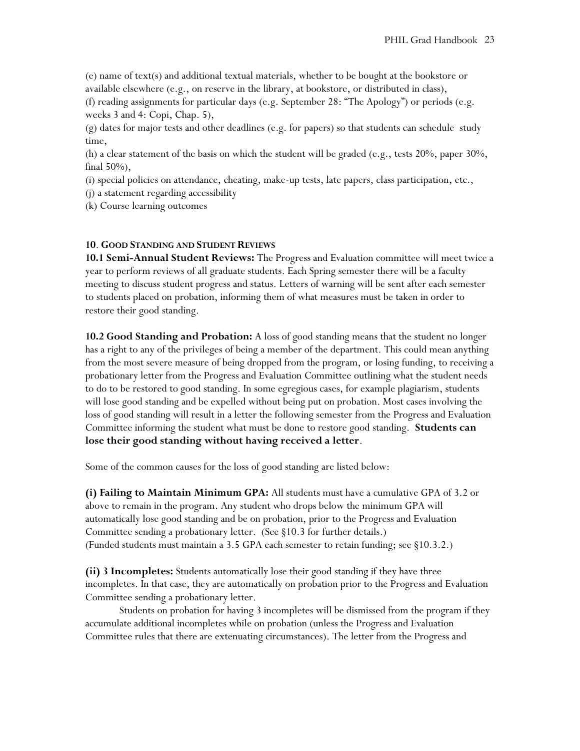(e) name of text(s) and additional textual materials, whether to be bought at the bookstore or available elsewhere (e.g., on reserve in the library, at bookstore, or distributed in class),
(f) reading assignments for particular days (e.g. September 28: "The Apology") or periods (e.g. weeks 3 and 4: Copi, Chap. 5),
(g) dates for major tests and other deadlines (e.g. for papers) so that students can schedule study time,
(h) a clear statement of the basis on which the student will be graded (e.g., tests 20%, paper 30%, final 50%),
(i) special policies on attendance, cheating, make-up tests, late papers, class participation, etc.,
(j) a statement regarding accessibility
(k) Course learning outcomes

## 10. GOOD STANDING AND STUDENT REVIEWS

**10.1 Semi-Annual Student Reviews:** The Progress and Evaluation committee will meet twice a year to perform reviews of all graduate students. Each Spring semester there will be a faculty meeting to discuss student progress and status. Letters of warning will be sent after each semester to students placed on probation, informing them of what measures must be taken in order to restore their good standing.

**10.2 Good Standing and Probation:** A loss of good standing means that the student no longer has a right to any of the privileges of being a member of the department. This could mean anything from the most severe measure of being dropped from the program, or losing funding, to receiving a probationary letter from the Progress and Evaluation Committee outlining what the student needs to do to be restored to good standing. In some egregious cases, for example plagiarism, students will lose good standing and be expelled without being put on probation. Most cases involving the loss of good standing will result in a letter the following semester from the Progress and Evaluation Committee informing the student what must be done to restore good standing. **Students can lose their good standing without having received a letter**.

Some of the common causes for the loss of good standing are listed below:

**(i) Failing to Maintain Minimum GPA:** All students must have a cumulative GPA of 3.2 or above to remain in the program. Any student who drops below the minimum GPA will automatically lose good standing and be on probation, prior to the Progress and Evaluation Committee sending a probationary letter. (See §10.3 for further details.)
(Funded students must maintain a 3.5 GPA each semester to retain funding; see §10.3.2.)

**(ii) 3 Incompletes:** Students automatically lose their good standing if they have three incompletes. In that case, they are automatically on probation prior to the Progress and Evaluation Committee sending a probationary letter.

Students on probation for having 3 incompletes will be dismissed from the program if they accumulate additional incompletes while on probation (unless the Progress and Evaluation Committee rules that there are extenuating circumstances). The letter from the Progress and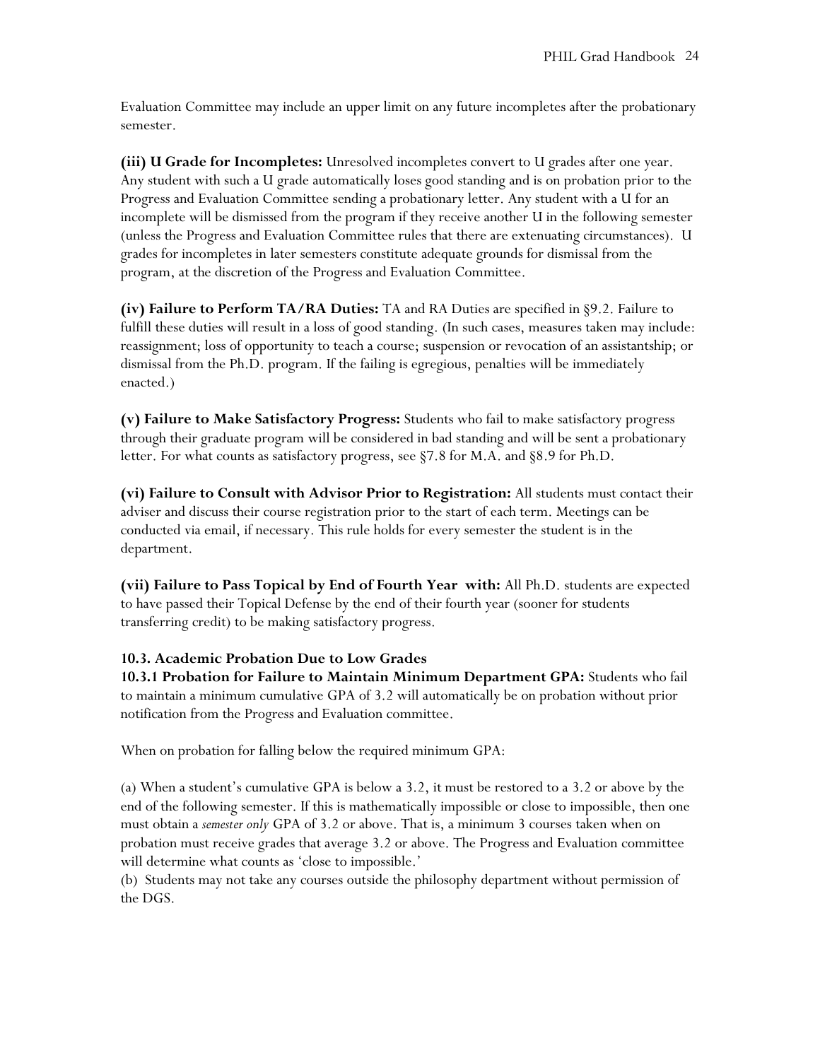Evaluation Committee may include an upper limit on any future incompletes after the probationary semester.

**(iii) U Grade for Incompletes:** Unresolved incompletes convert to U grades after one year. Any student with such a U grade automatically loses good standing and is on probation prior to the Progress and Evaluation Committee sending a probationary letter. Any student with a U for an incomplete will be dismissed from the program if they receive another U in the following semester (unless the Progress and Evaluation Committee rules that there are extenuating circumstances). U grades for incompletes in later semesters constitute adequate grounds for dismissal from the program, at the discretion of the Progress and Evaluation Committee.

**(iv) Failure to Perform TA/RA Duties:** TA and RA Duties are specified in §9.2. Failure to fulfill these duties will result in a loss of good standing. (In such cases, measures taken may include: reassignment; loss of opportunity to teach a course; suspension or revocation of an assistantship; or dismissal from the Ph.D. program. If the failing is egregious, penalties will be immediately enacted.)

**(v) Failure to Make Satisfactory Progress:** Students who fail to make satisfactory progress through their graduate program will be considered in bad standing and will be sent a probationary letter. For what counts as satisfactory progress, see §7.8 for M.A. and §8.9 for Ph.D.

**(vi) Failure to Consult with Advisor Prior to Registration:** All students must contact their adviser and discuss their course registration prior to the start of each term. Meetings can be conducted via email, if necessary. This rule holds for every semester the student is in the department.

**(vii) Failure to Pass Topical by End of Fourth Year with:** All Ph.D. students are expected to have passed their Topical Defense by the end of their fourth year (sooner for students transferring credit) to be making satisfactory progress.

### 10.3. Academic Probation Due to Low Grades

**10.3.1 Probation for Failure to Maintain Minimum Department GPA:** Students who fail to maintain a minimum cumulative GPA of 3.2 will automatically be on probation without prior notification from the Progress and Evaluation committee.

When on probation for falling below the required minimum GPA:

(a) When a student's cumulative GPA is below a 3.2, it must be restored to a 3.2 or above by the end of the following semester. If this is mathematically impossible or close to impossible, then one must obtain a *semester only* GPA of 3.2 or above. That is, a minimum 3 courses taken when on probation must receive grades that average 3.2 or above. The Progress and Evaluation committee will determine what counts as 'close to impossible.'

(b) Students may not take any courses outside the philosophy department without permission of the DGS.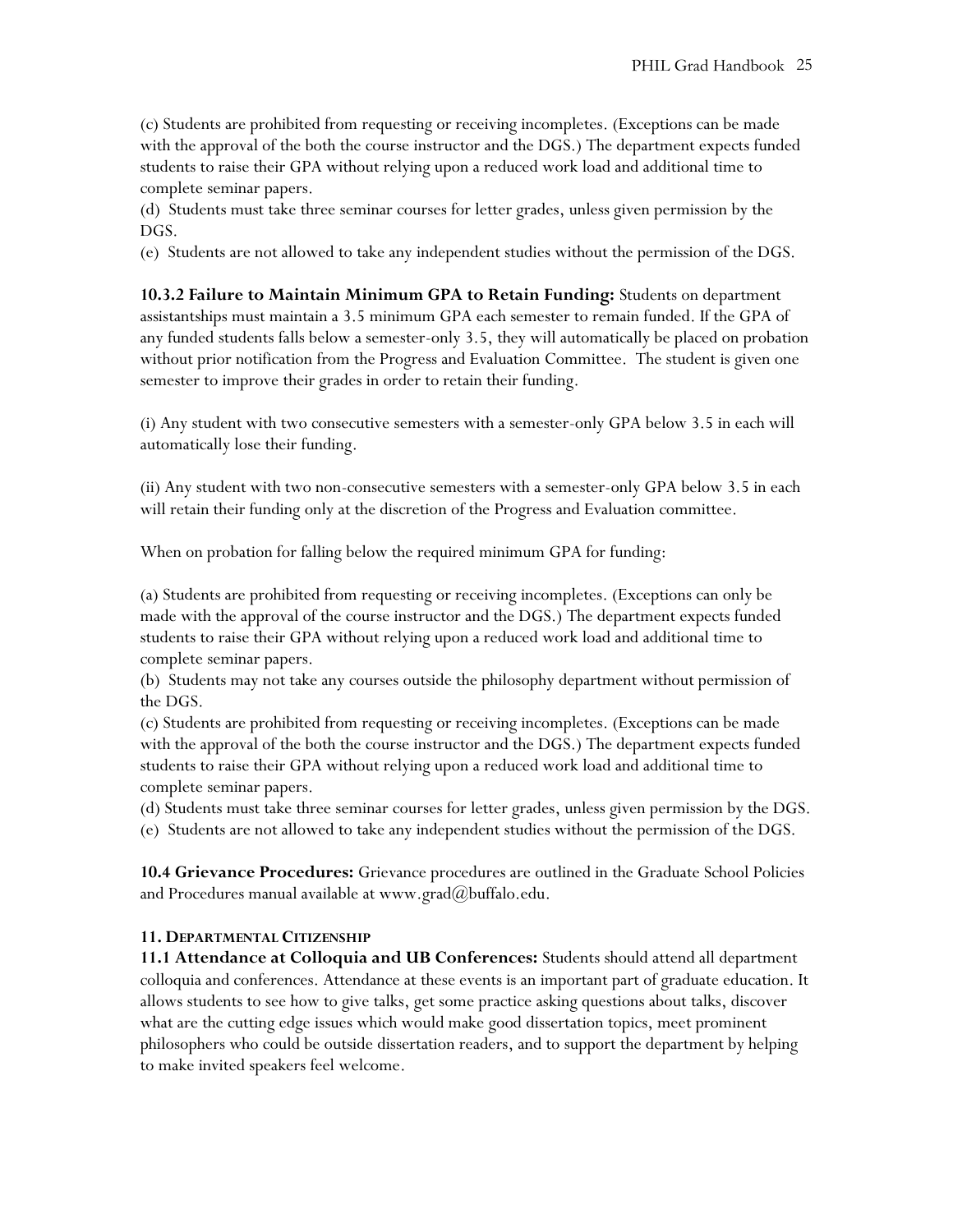(c) Students are prohibited from requesting or receiving incompletes. (Exceptions can be made with the approval of the both the course instructor and the DGS.) The department expects funded students to raise their GPA without relying upon a reduced work load and additional time to complete seminar papers.

(d) Students must take three seminar courses for letter grades, unless given permission by the DGS.

(e) Students are not allowed to take any independent studies without the permission of the DGS.

**10.3.2 Failure to Maintain Minimum GPA to Retain Funding:** Students on department assistantships must maintain a 3.5 minimum GPA each semester to remain funded. If the GPA of any funded students falls below a semester-only 3.5, they will automatically be placed on probation without prior notification from the Progress and Evaluation Committee. The student is given one semester to improve their grades in order to retain their funding.

(i) Any student with two consecutive semesters with a semester-only GPA below 3.5 in each will automatically lose their funding.

(ii) Any student with two non-consecutive semesters with a semester-only GPA below 3.5 in each will retain their funding only at the discretion of the Progress and Evaluation committee.

When on probation for falling below the required minimum GPA for funding:

(a) Students are prohibited from requesting or receiving incompletes. (Exceptions can only be made with the approval of the course instructor and the DGS.) The department expects funded students to raise their GPA without relying upon a reduced work load and additional time to complete seminar papers.

(b) Students may not take any courses outside the philosophy department without permission of the DGS.

(c) Students are prohibited from requesting or receiving incompletes. (Exceptions can be made with the approval of the both the course instructor and the DGS.) The department expects funded students to raise their GPA without relying upon a reduced work load and additional time to complete seminar papers.

(d) Students must take three seminar courses for letter grades, unless given permission by the DGS.

(e) Students are not allowed to take any independent studies without the permission of the DGS.

**10.4 Grievance Procedures:** Grievance procedures are outlined in the Graduate School Policies and Procedures manual available at www.grad@buffalo.edu.

## 11. Departmental Citizenship

**11.1 Attendance at Colloquia and UB Conferences:** Students should attend all department colloquia and conferences. Attendance at these events is an important part of graduate education. It allows students to see how to give talks, get some practice asking questions about talks, discover what are the cutting edge issues which would make good dissertation topics, meet prominent philosophers who could be outside dissertation readers, and to support the department by helping to make invited speakers feel welcome.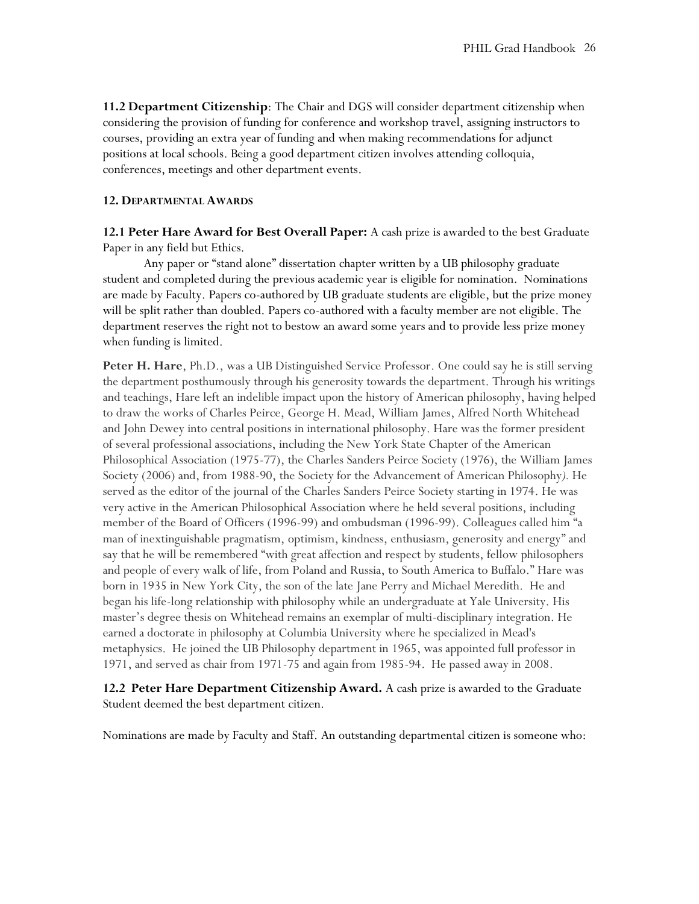**11.2 Department Citizenship**: The Chair and DGS will consider department citizenship when considering the provision of funding for conference and workshop travel, assigning instructors to courses, providing an extra year of funding and when making recommendations for adjunct positions at local schools. Being a good department citizen involves attending colloquia, conferences, meetings and other department events.

## 12. DEPARTMENTAL AWARDS

**12.1 Peter Hare Award for Best Overall Paper:** A cash prize is awarded to the best Graduate Paper in any field but Ethics.

Any paper or "stand alone" dissertation chapter written by a UB philosophy graduate student and completed during the previous academic year is eligible for nomination. Nominations are made by Faculty. Papers co-authored by UB graduate students are eligible, but the prize money will be split rather than doubled. Papers co-authored with a faculty member are not eligible. The department reserves the right not to bestow an award some years and to provide less prize money when funding is limited.

**Peter H. Hare**, Ph.D., was a UB Distinguished Service Professor. One could say he is still serving the department posthumously through his generosity towards the department. Through his writings and teachings, Hare left an indelible impact upon the history of American philosophy, having helped to draw the works of Charles Peirce, George H. Mead, William James, Alfred North Whitehead and John Dewey into central positions in international philosophy. Hare was the former president of several professional associations, including the New York State Chapter of the American Philosophical Association (1975-77), the Charles Sanders Peirce Society (1976), the William James Society (2006) and, from 1988-90, the Society for the Advancement of American Philosophy). He served as the editor of the journal of the Charles Sanders Peirce Society starting in 1974. He was very active in the American Philosophical Association where he held several positions, including member of the Board of Officers (1996-99) and ombudsman (1996-99). Colleagues called him "a man of inextinguishable pragmatism, optimism, kindness, enthusiasm, generosity and energy" and say that he will be remembered "with great affection and respect by students, fellow philosophers and people of every walk of life, from Poland and Russia, to South America to Buffalo." Hare was born in 1935 in New York City, the son of the late Jane Perry and Michael Meredith. He and began his life-long relationship with philosophy while an undergraduate at Yale University. His master's degree thesis on Whitehead remains an exemplar of multi-disciplinary integration. He earned a doctorate in philosophy at Columbia University where he specialized in Mead's metaphysics. He joined the UB Philosophy department in 1965, was appointed full professor in 1971, and served as chair from 1971-75 and again from 1985-94. He passed away in 2008.

**12.2 Peter Hare Department Citizenship Award.** A cash prize is awarded to the Graduate Student deemed the best department citizen.

Nominations are made by Faculty and Staff. An outstanding departmental citizen is someone who: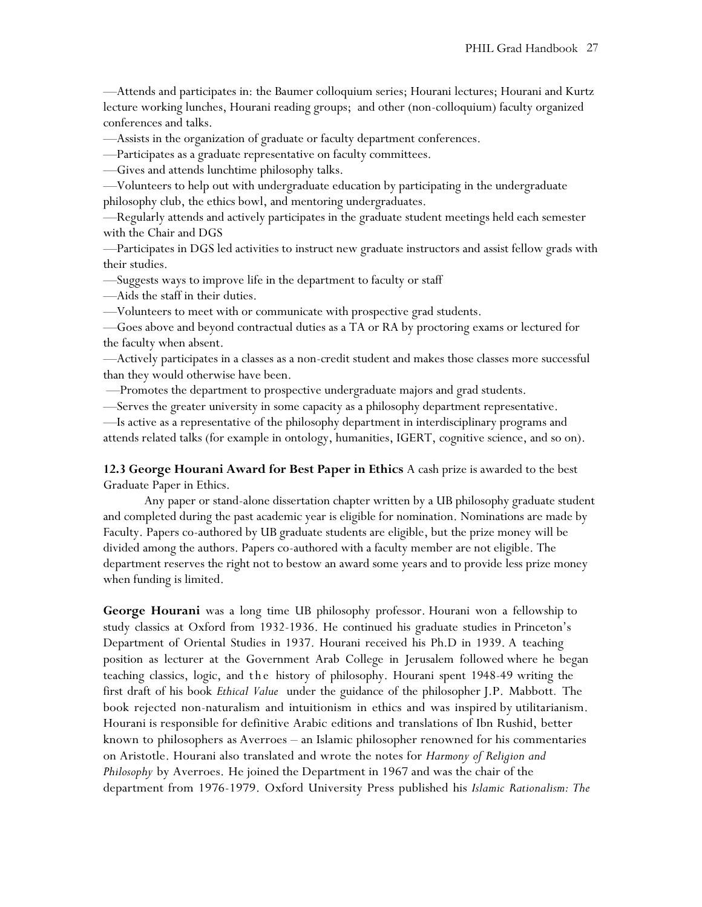—Attends and participates in: the Baumer colloquium series; Hourani lectures; Hourani and Kurtz lecture working lunches, Hourani reading groups; and other (non-colloquium) faculty organized conferences and talks.

—Assists in the organization of graduate or faculty department conferences.

—Participates as a graduate representative on faculty committees.

—Gives and attends lunchtime philosophy talks.

—Volunteers to help out with undergraduate education by participating in the undergraduate philosophy club, the ethics bowl, and mentoring undergraduates.

—Regularly attends and actively participates in the graduate student meetings held each semester with the Chair and DGS

—Participates in DGS led activities to instruct new graduate instructors and assist fellow grads with their studies.

—Suggests ways to improve life in the department to faculty or staff

—Aids the staff in their duties.

—Volunteers to meet with or communicate with prospective grad students.

—Goes above and beyond contractual duties as a TA or RA by proctoring exams or lectured for the faculty when absent.

—Actively participates in a classes as a non-credit student and makes those classes more successful than they would otherwise have been.

—Promotes the department to prospective undergraduate majors and grad students.

—Serves the greater university in some capacity as a philosophy department representative.

—Is active as a representative of the philosophy department in interdisciplinary programs and attends related talks (for example in ontology, humanities, IGERT, cognitive science, and so on).

**12.3 George Hourani Award for Best Paper in Ethics** A cash prize is awarded to the best Graduate Paper in Ethics.

Any paper or stand-alone dissertation chapter written by a UB philosophy graduate student and completed during the past academic year is eligible for nomination. Nominations are made by Faculty. Papers co-authored by UB graduate students are eligible, but the prize money will be divided among the authors. Papers co-authored with a faculty member are not eligible. The department reserves the right not to bestow an award some years and to provide less prize money when funding is limited.

**George Hourani** was a long time UB philosophy professor. Hourani won a fellowship to study classics at Oxford from 1932-1936. He continued his graduate studies in Princeton's Department of Oriental Studies in 1937. Hourani received his Ph.D in 1939. A teaching position as lecturer at the Government Arab College in Jerusalem followed where he began teaching classics, logic, and the history of philosophy. Hourani spent 1948-49 writing the first draft of his book *Ethical Value* under the guidance of the philosopher J.P. Mabbott. The book rejected non-naturalism and intuitionism in ethics and was inspired by utilitarianism. Hourani is responsible for definitive Arabic editions and translations of Ibn Rushid, better known to philosophers as Averroes – an Islamic philosopher renowned for his commentaries on Aristotle. Hourani also translated and wrote the notes for *Harmony of Religion and Philosophy* by Averroes. He joined the Department in 1967 and was the chair of the department from 1976-1979. Oxford University Press published his *Islamic Rationalism: The*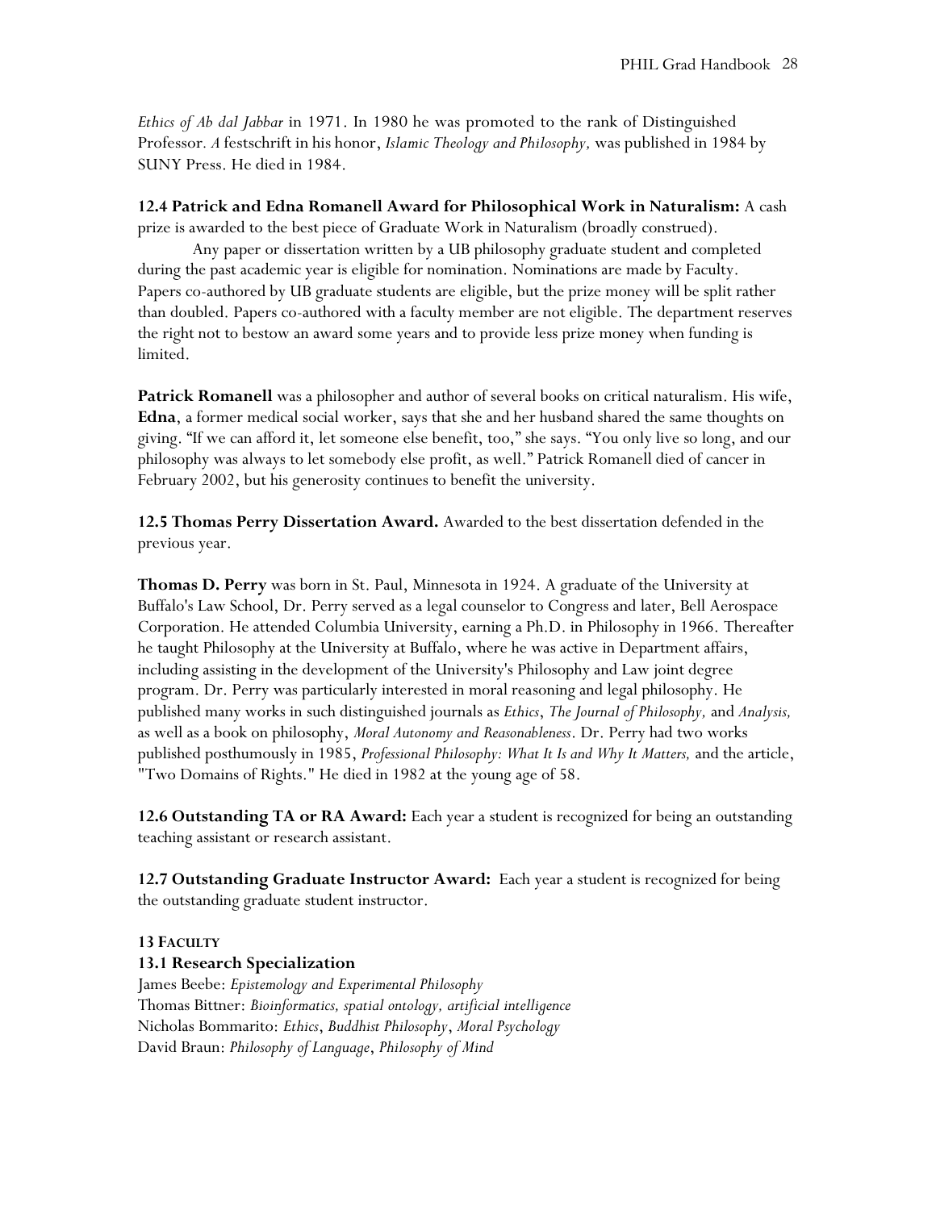*Ethics of Ab dal Jabbar* in 1971. In 1980 he was promoted to the rank of Distinguished Professor. *A* festschrift in his honor, *Islamic Theology and Philosophy,* was published in 1984 by SUNY Press. He died in 1984.

**12.4 Patrick and Edna Romanell Award for Philosophical Work in Naturalism:** A cash prize is awarded to the best piece of Graduate Work in Naturalism (broadly construed).

Any paper or dissertation written by a UB philosophy graduate student and completed during the past academic year is eligible for nomination. Nominations are made by Faculty. Papers co-authored by UB graduate students are eligible, but the prize money will be split rather than doubled. Papers co-authored with a faculty member are not eligible. The department reserves the right not to bestow an award some years and to provide less prize money when funding is limited.

**Patrick Romanell** was a philosopher and author of several books on critical naturalism. His wife, **Edna**, a former medical social worker, says that she and her husband shared the same thoughts on giving. "If we can afford it, let someone else benefit, too," she says. "You only live so long, and our philosophy was always to let somebody else profit, as well." Patrick Romanell died of cancer in February 2002, but his generosity continues to benefit the university.

**12.5 Thomas Perry Dissertation Award.** Awarded to the best dissertation defended in the previous year.

**Thomas D. Perry** was born in St. Paul, Minnesota in 1924. A graduate of the University at Buffalo's Law School, Dr. Perry served as a legal counselor to Congress and later, Bell Aerospace Corporation. He attended Columbia University, earning a Ph.D. in Philosophy in 1966. Thereafter he taught Philosophy at the University at Buffalo, where he was active in Department affairs, including assisting in the development of the University's Philosophy and Law joint degree program. Dr. Perry was particularly interested in moral reasoning and legal philosophy. He published many works in such distinguished journals as *Ethics*, *The Journal of Philosophy,* and *Analysis,* as well as a book on philosophy, *Moral Autonomy and Reasonableness*. Dr. Perry had two works published posthumously in 1985, *Professional Philosophy: What It Is and Why It Matters,* and the article, "Two Domains of Rights." He died in 1982 at the young age of 58.

**12.6 Outstanding TA or RA Award:** Each year a student is recognized for being an outstanding teaching assistant or research assistant.

**12.7 Outstanding Graduate Instructor Award:** Each year a student is recognized for being the outstanding graduate student instructor.

## 13 Faculty

### 13.1 Research Specialization

James Beebe: *Epistemology and Experimental Philosophy*
Thomas Bittner: *Bioinformatics, spatial ontology, artificial intelligence*
Nicholas Bommarito: *Ethics*, *Buddhist Philosophy*, *Moral Psychology*
David Braun: *Philosophy of Language*, *Philosophy of Mind*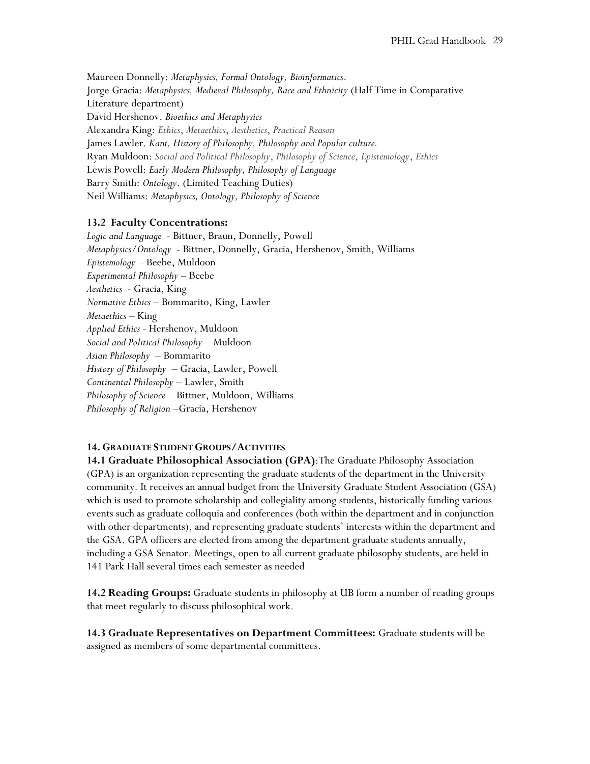Maureen Donnelly: *Metaphysics, Formal Ontology, Bioinformatics*.
Jorge Gracia: *Metaphysics, Medieval Philosophy, Race and Ethnicity* (Half Time in Comparative Literature department)
David Hershenov. *Bioethics and Metaphysics*
Alexandra King: *Ethics*, *Metaethics*, *Aesthetics*, *Practical Reason*
James Lawler. *Kant, History of Philosophy, Philosophy and Popular culture.*
Ryan Muldoon: *Social and Political Philosophy*, *Philosophy of Science*, *Epistemology*, *Ethics*
Lewis Powell: *Early Modern Philosophy, Philosophy of Language*
Barry Smith: *Ontology*. (Limited Teaching Duties)
Neil Williams: *Metaphysics, Ontology, Philosophy of Science*

### 13.2 Faculty Concentrations:

*Logic and Language* - Bittner, Braun, Donnelly, Powell
*Metaphysics/Ontology* - Bittner, Donnelly, Gracia, Hershenov, Smith, Williams
*Epistemology* – Beebe, Muldoon
*Experimental Philosophy* – Beebe
*Aesthetics* - Gracia, King
*Normative Ethics* – Bommarito, King, Lawler
*Metaethics* – King
*Applied Ethics* - Hershenov, Muldoon
*Social and Political Philosophy* – Muldoon
*Asian Philosophy* – Bommarito
*History of Philosophy* – Gracia, Lawler, Powell
*Continental Philosophy* – Lawler, Smith
*Philosophy of Science* – Bittner, Muldoon, Williams
*Philosophy of Religion* –Gracia, Hershenov

## 14. Graduate Student Groups/Activities

**14.1 Graduate Philosophical Association (GPA)**:The Graduate Philosophy Association (GPA) is an organization representing the graduate students of the department in the University community. It receives an annual budget from the University Graduate Student Association (GSA) which is used to promote scholarship and collegiality among students, historically funding various events such as graduate colloquia and conferences (both within the department and in conjunction with other departments), and representing graduate students' interests within the department and the GSA. GPA officers are elected from among the department graduate students annually, including a GSA Senator. Meetings, open to all current graduate philosophy students, are held in 141 Park Hall several times each semester as needed

**14.2 Reading Groups:** Graduate students in philosophy at UB form a number of reading groups that meet regularly to discuss philosophical work.

**14.3 Graduate Representatives on Department Committees:** Graduate students will be assigned as members of some departmental committees.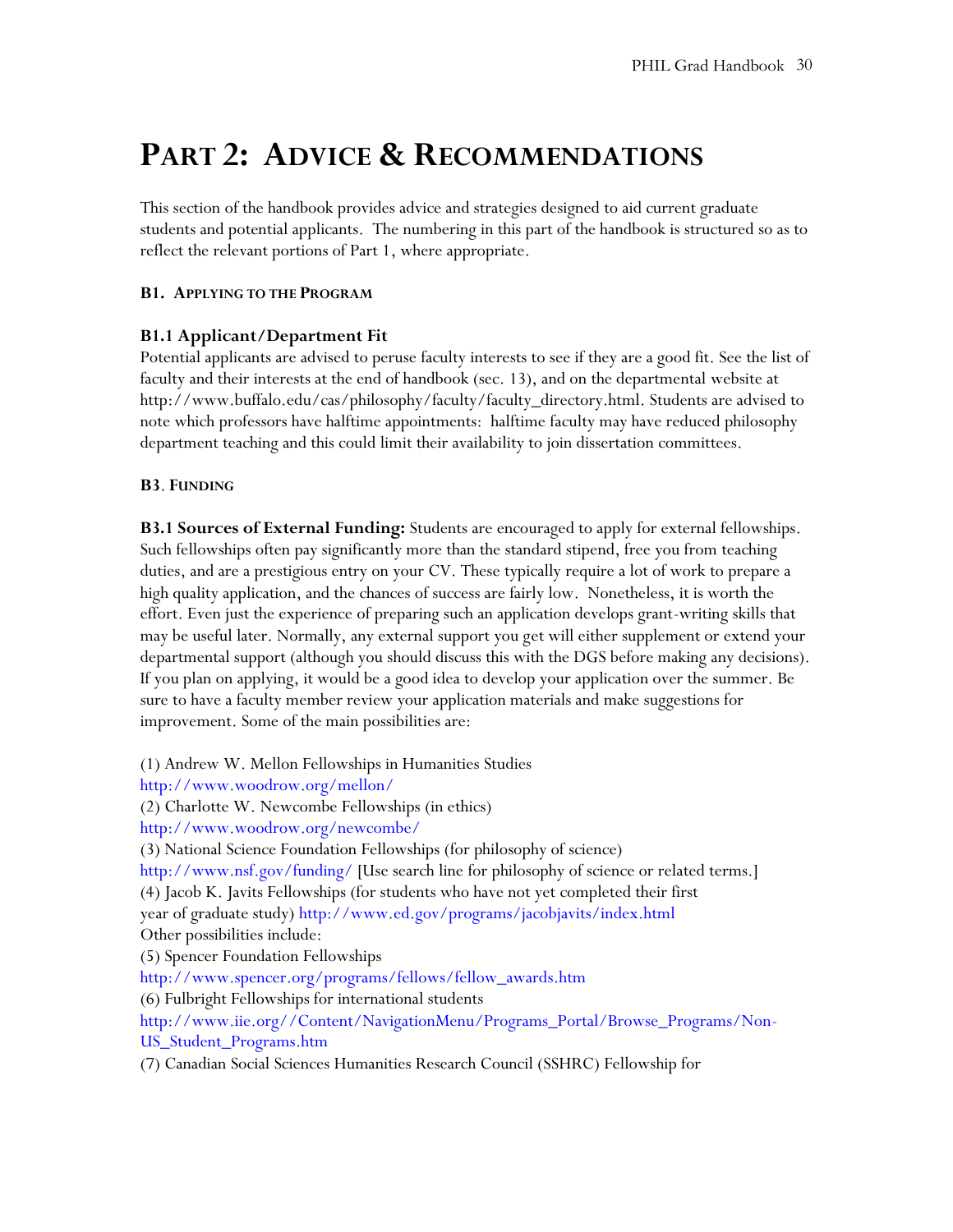# PART 2: ADVICE & RECOMMENDATIONS

This section of the handbook provides advice and strategies designed to aid current graduate students and potential applicants. The numbering in this part of the handbook is structured so as to reflect the relevant portions of Part 1, where appropriate.

## B1. APPLYING TO THE PROGRAM

### B1.1 Applicant/Department Fit

Potential applicants are advised to peruse faculty interests to see if they are a good fit. See the list of faculty and their interests at the end of handbook (sec. 13), and on the departmental website at http://www.buffalo.edu/cas/philosophy/faculty/faculty_directory.html. Students are advised to note which professors have halftime appointments: halftime faculty may have reduced philosophy department teaching and this could limit their availability to join dissertation committees.

## B3. FUNDING

**B3.1 Sources of External Funding:** Students are encouraged to apply for external fellowships. Such fellowships often pay significantly more than the standard stipend, free you from teaching duties, and are a prestigious entry on your CV. These typically require a lot of work to prepare a high quality application, and the chances of success are fairly low. Nonetheless, it is worth the effort. Even just the experience of preparing such an application develops grant-writing skills that may be useful later. Normally, any external support you get will either supplement or extend your departmental support (although you should discuss this with the DGS before making any decisions). If you plan on applying, it would be a good idea to develop your application over the summer. Be sure to have a faculty member review your application materials and make suggestions for improvement. Some of the main possibilities are:

(1) Andrew W. Mellon Fellowships in Humanities Studies
http://www.woodrow.org/mellon/
(2) Charlotte W. Newcombe Fellowships (in ethics)
http://www.woodrow.org/newcombe/
(3) National Science Foundation Fellowships (for philosophy of science)
http://www.nsf.gov/funding/ [Use search line for philosophy of science or related terms.]
(4) Jacob K. Javits Fellowships (for students who have not yet completed their first year of graduate study) http://www.ed.gov/programs/jacobjavits/index.html
Other possibilities include:
(5) Spencer Foundation Fellowships
http://www.spencer.org/programs/fellows/fellow_awards.htm
(6) Fulbright Fellowships for international students
http://www.iie.org//Content/NavigationMenu/Programs_Portal/Browse_Programs/Non-US_Student_Programs.htm
(7) Canadian Social Sciences Humanities Research Council (SSHRC) Fellowship for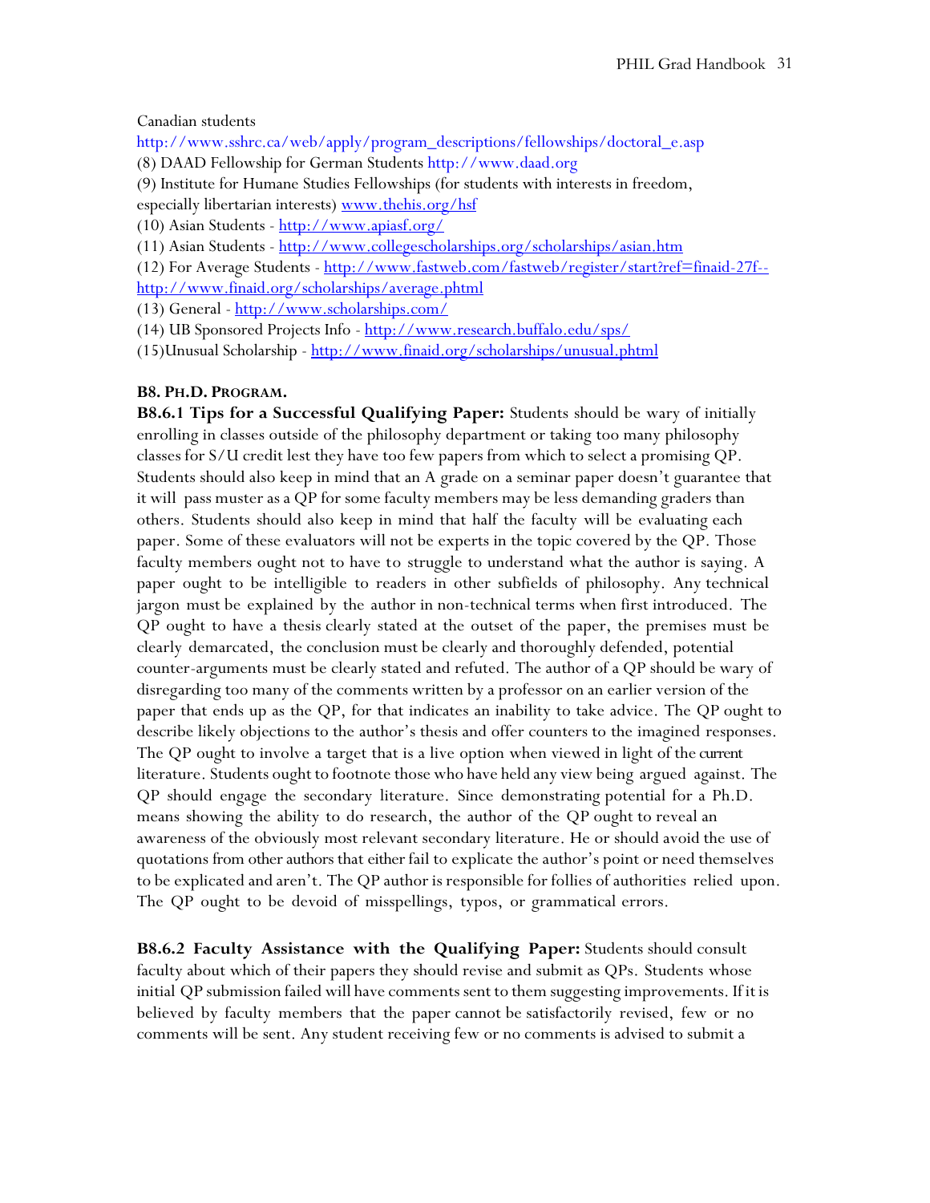Canadian students
http://www.sshrc.ca/web/apply/program_descriptions/fellowships/doctoral_e.asp

(8) DAAD Fellowship for German Students http://www.daad.org

(9) Institute for Humane Studies Fellowships (for students with interests in freedom, especially libertarian interests) www.thehis.org/hsf

(10) Asian Students - http://www.apiasf.org/

(11) Asian Students - http://www.collegescholarships.org/scholarships/asian.htm

(12) For Average Students - http://www.fastweb.com/fastweb/register/start?ref=finaid-27f--http://www.finaid.org/scholarships/average.phtml

(13) General - http://www.scholarships.com/

(14) UB Sponsored Projects Info - http://www.research.buffalo.edu/sps/

(15)Unusual Scholarship - http://www.finaid.org/scholarships/unusual.phtml

### B8. Ph.D. Program.

**B8.6.1 Tips for a Successful Qualifying Paper:** Students should be wary of initially enrolling in classes outside of the philosophy department or taking too many philosophy classes for S/U credit lest they have too few papers from which to select a promising QP. Students should also keep in mind that an A grade on a seminar paper doesn't guarantee that it will pass muster as a QP for some faculty members may be less demanding graders than others. Students should also keep in mind that half the faculty will be evaluating each paper. Some of these evaluators will not be experts in the topic covered by the QP. Those faculty members ought not to have to struggle to understand what the author is saying. A paper ought to be intelligible to readers in other subfields of philosophy. Any technical jargon must be explained by the author in non-technical terms when first introduced. The QP ought to have a thesis clearly stated at the outset of the paper, the premises must be clearly demarcated, the conclusion must be clearly and thoroughly defended, potential counter-arguments must be clearly stated and refuted. The author of a QP should be wary of disregarding too many of the comments written by a professor on an earlier version of the paper that ends up as the QP, for that indicates an inability to take advice. The QP ought to describe likely objections to the author's thesis and offer counters to the imagined responses. The QP ought to involve a target that is a live option when viewed in light of the current literature. Students ought to footnote those who have held any view being argued against. The QP should engage the secondary literature. Since demonstrating potential for a Ph.D. means showing the ability to do research, the author of the QP ought to reveal an awareness of the obviously most relevant secondary literature. He or should avoid the use of quotations from other authors that either fail to explicate the author's point or need themselves to be explicated and aren't. The QP author is responsible for follies of authorities relied upon. The QP ought to be devoid of misspellings, typos, or grammatical errors.

**B8.6.2 Faculty Assistance with the Qualifying Paper:** Students should consult faculty about which of their papers they should revise and submit as QPs. Students whose initial QP submission failed will have comments sent to them suggesting improvements. If it is believed by faculty members that the paper cannot be satisfactorily revised, few or no comments will be sent. Any student receiving few or no comments is advised to submit a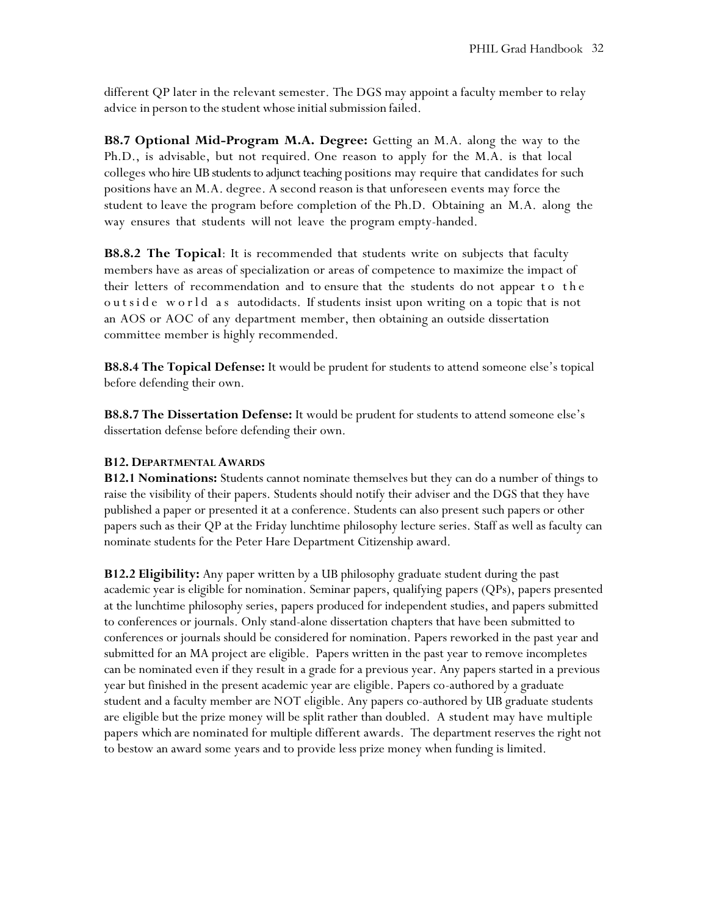different QP later in the relevant semester. The DGS may appoint a faculty member to relay advice in person to the student whose initial submission failed.

**B8.7 Optional Mid-Program M.A. Degree:** Getting an M.A. along the way to the Ph.D., is advisable, but not required. One reason to apply for the M.A. is that local colleges who hire UB students to adjunct teaching positions may require that candidates for such positions have an M.A. degree. A second reason is that unforeseen events may force the student to leave the program before completion of the Ph.D. Obtaining an M.A. along the way ensures that students will not leave the program empty-handed.

**B8.8.2 The Topical**: It is recommended that students write on subjects that faculty members have as areas of specialization or areas of competence to maximize the impact of their letters of recommendation and to ensure that the students do not appear to the outside world as autodidacts. If students insist upon writing on a topic that is not an AOS or AOC of any department member, then obtaining an outside dissertation committee member is highly recommended.

**B8.8.4 The Topical Defense:** It would be prudent for students to attend someone else's topical before defending their own.

**B8.8.7 The Dissertation Defense:** It would be prudent for students to attend someone else's dissertation defense before defending their own.

#### B12. DEPARTMENTAL AWARDS

**B12.1 Nominations:** Students cannot nominate themselves but they can do a number of things to raise the visibility of their papers. Students should notify their adviser and the DGS that they have published a paper or presented it at a conference. Students can also present such papers or other papers such as their QP at the Friday lunchtime philosophy lecture series. Staff as well as faculty can nominate students for the Peter Hare Department Citizenship award.

**B12.2 Eligibility:** Any paper written by a UB philosophy graduate student during the past academic year is eligible for nomination. Seminar papers, qualifying papers (QPs), papers presented at the lunchtime philosophy series, papers produced for independent studies, and papers submitted to conferences or journals. Only stand-alone dissertation chapters that have been submitted to conferences or journals should be considered for nomination. Papers reworked in the past year and submitted for an MA project are eligible. Papers written in the past year to remove incompletes can be nominated even if they result in a grade for a previous year. Any papers started in a previous year but finished in the present academic year are eligible. Papers co-authored by a graduate student and a faculty member are NOT eligible. Any papers co-authored by UB graduate students are eligible but the prize money will be split rather than doubled. A student may have multiple papers which are nominated for multiple different awards. The department reserves the right not to bestow an award some years and to provide less prize money when funding is limited.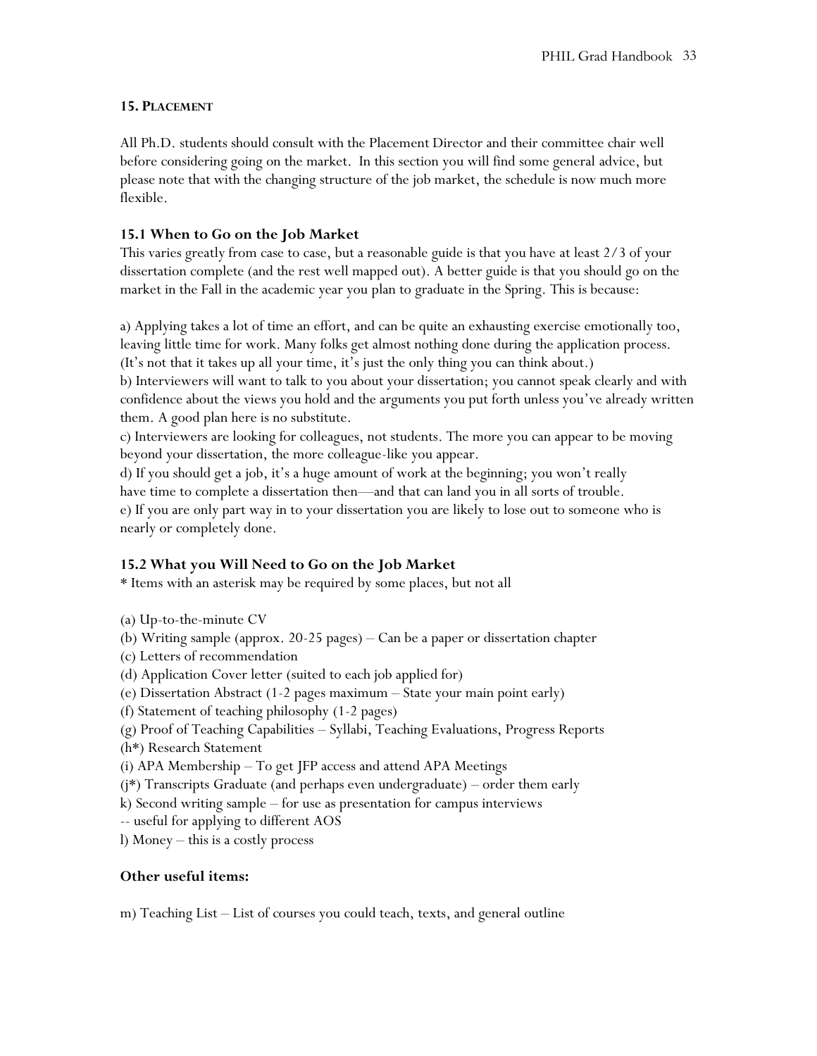## 15. PLACEMENT

All Ph.D. students should consult with the Placement Director and their committee chair well before considering going on the market. In this section you will find some general advice, but please note that with the changing structure of the job market, the schedule is now much more flexible.

### 15.1 When to Go on the Job Market

This varies greatly from case to case, but a reasonable guide is that you have at least 2/3 of your dissertation complete (and the rest well mapped out). A better guide is that you should go on the market in the Fall in the academic year you plan to graduate in the Spring. This is because:

a) Applying takes a lot of time an effort, and can be quite an exhausting exercise emotionally too, leaving little time for work. Many folks get almost nothing done during the application process. (It's not that it takes up all your time, it's just the only thing you can think about.)
b) Interviewers will want to talk to you about your dissertation; you cannot speak clearly and with confidence about the views you hold and the arguments you put forth unless you've already written them. A good plan here is no substitute.
c) Interviewers are looking for colleagues, not students. The more you can appear to be moving beyond your dissertation, the more colleague-like you appear.
d) If you should get a job, it's a huge amount of work at the beginning; you won't really have time to complete a dissertation then—and that can land you in all sorts of trouble.
e) If you are only part way in to your dissertation you are likely to lose out to someone who is nearly or completely done.

### 15.2 What you Will Need to Go on the Job Market

* Items with an asterisk may be required by some places, but not all

(a) Up-to-the-minute CV
(b) Writing sample (approx. 20-25 pages) – Can be a paper or dissertation chapter
(c) Letters of recommendation
(d) Application Cover letter (suited to each job applied for)
(e) Dissertation Abstract (1-2 pages maximum – State your main point early)
(f) Statement of teaching philosophy (1-2 pages)
(g) Proof of Teaching Capabilities – Syllabi, Teaching Evaluations, Progress Reports
(h*) Research Statement
(i) APA Membership – To get JFP access and attend APA Meetings
(j*) Transcripts Graduate (and perhaps even undergraduate) – order them early
k) Second writing sample – for use as presentation for campus interviews
-- useful for applying to different AOS
l) Money – this is a costly process

**Other useful items:**

m) Teaching List – List of courses you could teach, texts, and general outline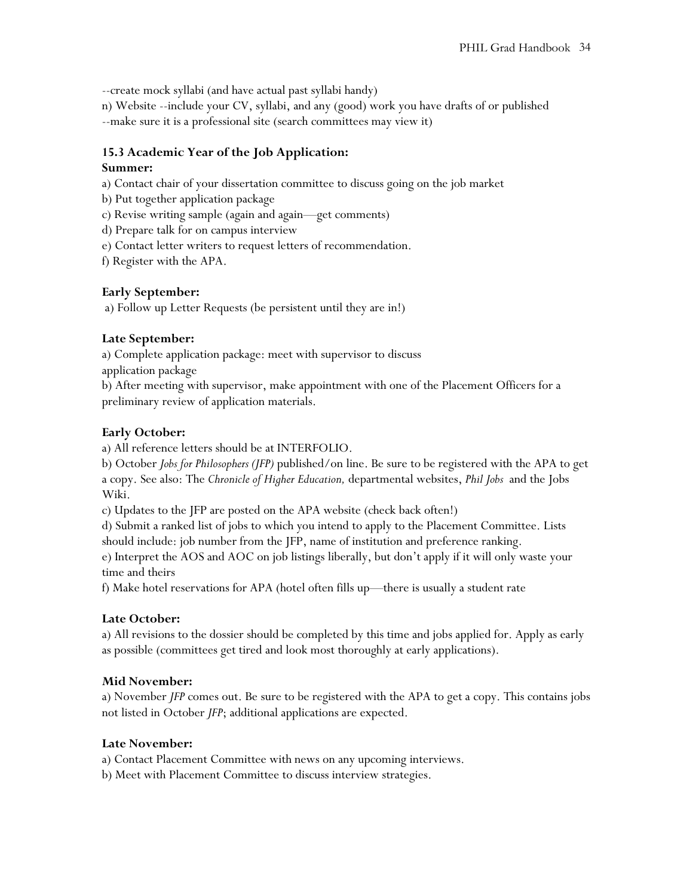--create mock syllabi (and have actual past syllabi handy)

n) Website --include your CV, syllabi, and any (good) work you have drafts of or published

--make sure it is a professional site (search committees may view it)

### 15.3 Academic Year of the Job Application:

**Summer:**

a) Contact chair of your dissertation committee to discuss going on the job market

b) Put together application package

c) Revise writing sample (again and again—get comments)

d) Prepare talk for on campus interview

e) Contact letter writers to request letters of recommendation.

f) Register with the APA.

**Early September:**

a) Follow up Letter Requests (be persistent until they are in!)

**Late September:**

a) Complete application package: meet with supervisor to discuss application package

b) After meeting with supervisor, make appointment with one of the Placement Officers for a preliminary review of application materials.

**Early October:**

a) All reference letters should be at INTERFOLIO.

b) October *Jobs for Philosophers (JFP)* published/on line. Be sure to be registered with the APA to get a copy. See also: The *Chronicle of Higher Education,* departmental websites, *Phil Jobs* and the Jobs Wiki.

c) Updates to the JFP are posted on the APA website (check back often!)

d) Submit a ranked list of jobs to which you intend to apply to the Placement Committee. Lists should include: job number from the JFP, name of institution and preference ranking.

e) Interpret the AOS and AOC on job listings liberally, but don't apply if it will only waste your time and theirs

f) Make hotel reservations for APA (hotel often fills up—there is usually a student rate

**Late October:**

a) All revisions to the dossier should be completed by this time and jobs applied for. Apply as early as possible (committees get tired and look most thoroughly at early applications).

**Mid November:**

a) November *JFP* comes out. Be sure to be registered with the APA to get a copy. This contains jobs not listed in October *JFP*; additional applications are expected.

**Late November:**

a) Contact Placement Committee with news on any upcoming interviews.

b) Meet with Placement Committee to discuss interview strategies.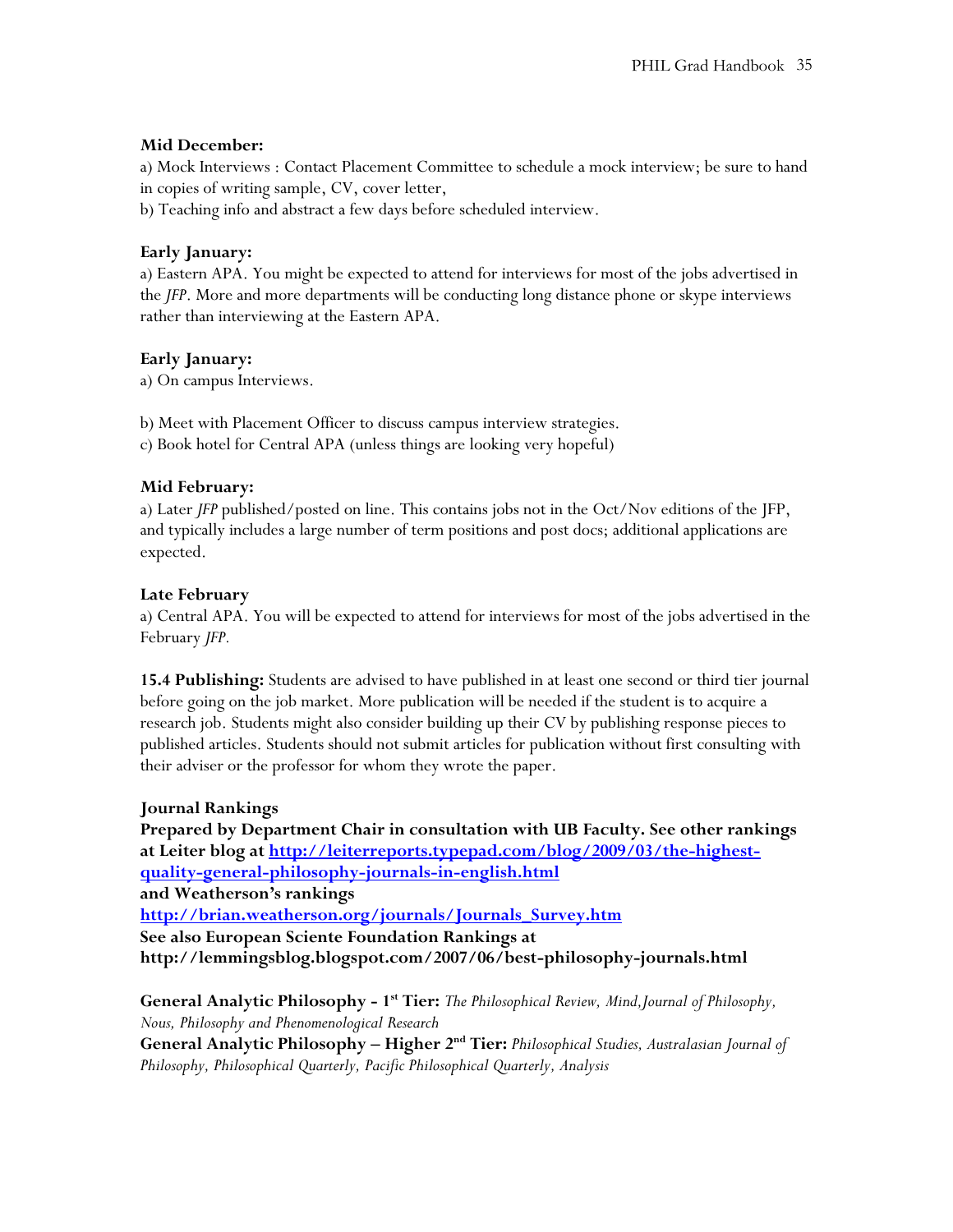**Mid December:**

a) Mock Interviews : Contact Placement Committee to schedule a mock interview; be sure to hand in copies of writing sample, CV, cover letter,

b) Teaching info and abstract a few days before scheduled interview.

**Early January:**

a) Eastern APA. You might be expected to attend for interviews for most of the jobs advertised in the *JFP*. More and more departments will be conducting long distance phone or skype interviews rather than interviewing at the Eastern APA.

**Early January:**

a) On campus Interviews.

b) Meet with Placement Officer to discuss campus interview strategies.

c) Book hotel for Central APA (unless things are looking very hopeful)

**Mid February:**

a) Later *JFP* published/posted on line. This contains jobs not in the Oct/Nov editions of the JFP, and typically includes a large number of term positions and post docs; additional applications are expected.

**Late February**

a) Central APA. You will be expected to attend for interviews for most of the jobs advertised in the February *JFP.*

**15.4 Publishing:** Students are advised to have published in at least one second or third tier journal before going on the job market. More publication will be needed if the student is to acquire a research job. Students might also consider building up their CV by publishing response pieces to published articles. Students should not submit articles for publication without first consulting with their adviser or the professor for whom they wrote the paper.

**Journal Rankings**

**Prepared by Department Chair in consultation with UB Faculty. See other rankings at Leiter blog at [http://leiterreports.typepad.com/blog/2009/03/the-highest-quality-general-philosophy-journals-in-english.html](http://leiterreports.typepad.com/blog/2009/03/the-highest-quality-general-philosophy-journals-in-english.html)**

**and Weatherson's rankings**

**[http://brian.weatherson.org/journals/Journals_Survey.htm](http://brian.weatherson.org/journals/Journals_Survey.htm)**

**See also European Sciente Foundation Rankings at http://lemmingsblog.blogspot.com/2007/06/best-philosophy-journals.html**

**General Analytic Philosophy - 1st Tier:** *The Philosophical Review, Mind, Journal of Philosophy, Nous, Philosophy and Phenomenological Research*

**General Analytic Philosophy – Higher 2nd Tier:** *Philosophical Studies, Australasian Journal of Philosophy, Philosophical Quarterly, Pacific Philosophical Quarterly, Analysis*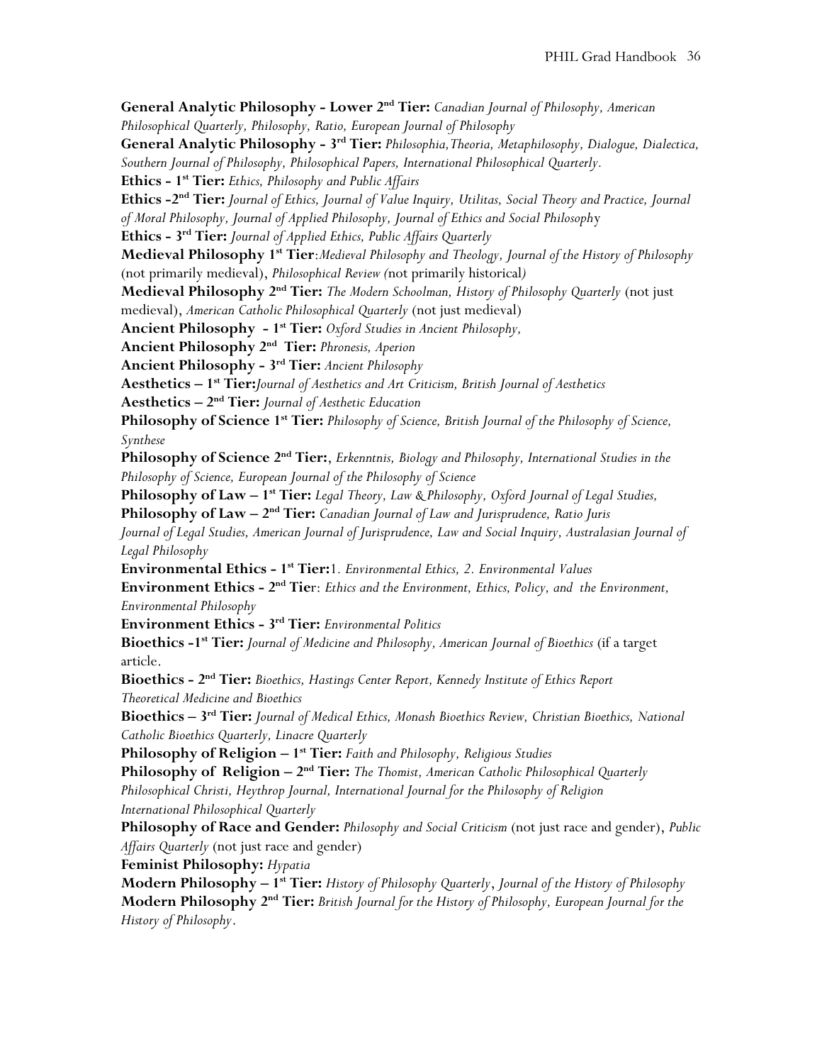**General Analytic Philosophy - Lower 2nd Tier:** *Canadian Journal of Philosophy, American Philosophical Quarterly, Philosophy, Ratio, European Journal of Philosophy*

**General Analytic Philosophy - 3rd Tier:** *Philosophia,Theoria, Metaphilosophy, Dialogue, Dialectica, Southern Journal of Philosophy, Philosophical Papers, International Philosophical Quarterly*.

**Ethics - 1st Tier:** *Ethics, Philosophy and Public Affairs*

**Ethics -2nd Tier:** *Journal of Ethics, Journal of Value Inquiry, Utilitas, Social Theory and Practice, Journal of Moral Philosophy, Journal of Applied Philosophy, Journal of Ethics and Social Philosophy*

**Ethics - 3rd Tier:** *Journal of Applied Ethics, Public Affairs Quarterly*

**Medieval Philosophy 1st Tier**:*Medieval Philosophy and Theology, Journal of the History of Philosophy* (not primarily medieval), *Philosophical Review (*not primarily historical*)*

**Medieval Philosophy 2nd Tier:** *The Modern Schoolman, History of Philosophy Quarterly* (not just medieval), *American Catholic Philosophical Quarterly* (not just medieval)

**Ancient Philosophy - 1st Tier:** *Oxford Studies in Ancient Philosophy,*

**Ancient Philosophy 2nd Tier:** *Phronesis, Aperion*

**Ancient Philosophy - 3rd Tier:** *Ancient Philosophy*

**Aesthetics – 1st Tier:***Journal of Aesthetics and Art Criticism, British Journal of Aesthetics*

**Aesthetics – 2nd Tier:** *Journal of Aesthetic Education*

**Philosophy of Science 1st Tier:** *Philosophy of Science, British Journal of the Philosophy of Science, Synthese*

**Philosophy of Science 2nd Tier:**, *Erkenntnis, Biology and Philosophy, International Studies in the Philosophy of Science, European Journal of the Philosophy of Science*

**Philosophy of Law – 1st Tier:** *Legal Theory, Law & Philosophy, Oxford Journal of Legal Studies,*

**Philosophy of Law – 2nd Tier:** *Canadian Journal of Law and Jurisprudence, Ratio Juris Journal of Legal Studies, American Journal of Jurisprudence, Law and Social Inquiry, Australasian Journal of Legal Philosophy*

**Environmental Ethics - 1st Tier:**1. *Environmental Ethics, 2. Environmental Values*

**Environment Ethics - 2nd Tie**r: *Ethics and the Environment, Ethics, Policy, and the Environment, Environmental Philosophy*

**Environment Ethics - 3rd Tier:** *Environmental Politics*

**Bioethics -1st Tier:** *Journal of Medicine and Philosophy, American Journal of Bioethics* (if a target article.

**Bioethics - 2nd Tier:** *Bioethics, Hastings Center Report, Kennedy Institute of Ethics Report Theoretical Medicine and Bioethics*

**Bioethics – 3rd Tier:** *Journal of Medical Ethics, Monash Bioethics Review, Christian Bioethics, National Catholic Bioethics Quarterly, Linacre Quarterly*

**Philosophy of Religion – 1st Tier:** *Faith and Philosophy, Religious Studies*

**Philosophy of Religion – 2nd Tier:** *The Thomist, American Catholic Philosophical Quarterly Philosophical Christi, Heythrop Journal, International Journal for the Philosophy of Religion International Philosophical Quarterly*

**Philosophy of Race and Gender:** *Philosophy and Social Criticism* (not just race and gender), *Public Affairs Quarterly* (not just race and gender)

**Feminist Philosophy:** *Hypatia*

**Modern Philosophy – 1st Tier:** *History of Philosophy Quarterly*, *Journal of the History of Philosophy*

**Modern Philosophy 2nd Tier:** *British Journal for the History of Philosophy, European Journal for the History of Philosophy*.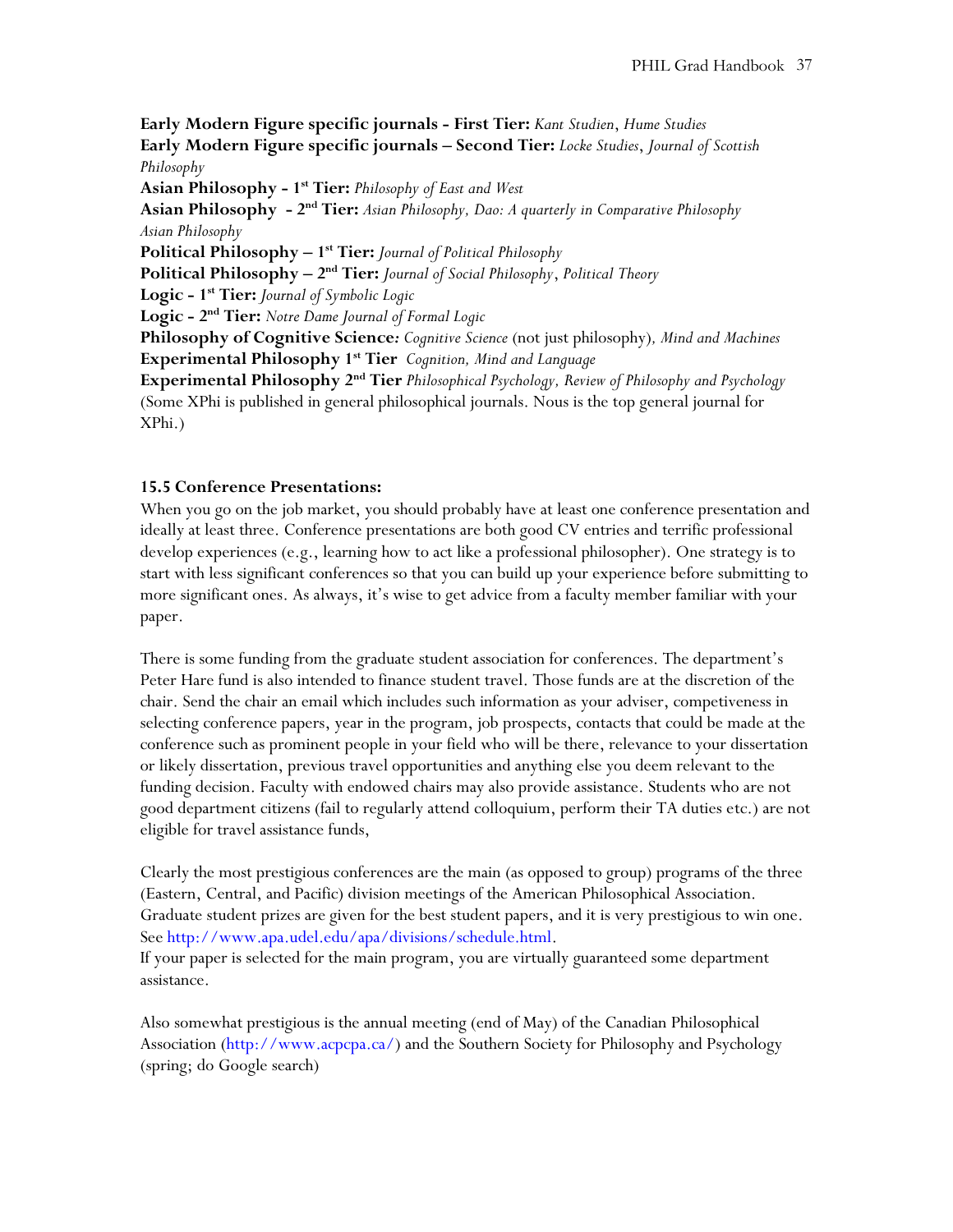**Early Modern Figure specific journals - First Tier:** *Kant Studien*, *Hume Studies*
**Early Modern Figure specific journals – Second Tier:** *Locke Studies*, *Journal of Scottish Philosophy*
**Asian Philosophy - 1st Tier:** *Philosophy of East and West*
**Asian Philosophy - 2nd Tier:** *Asian Philosophy, Dao: A quarterly in Comparative Philosophy Asian Philosophy*
**Political Philosophy – 1st Tier:** *Journal of Political Philosophy*
**Political Philosophy – 2nd Tier:** *Journal of Social Philosophy*, *Political Theory*
**Logic - 1st Tier:** *Journal of Symbolic Logic*
**Logic - 2nd Tier:** *Notre Dame Journal of Formal Logic*
**Philosophy of Cognitive Science***:* *Cognitive Science* (not just philosophy)*, Mind and Machines*
**Experimental Philosophy 1st Tier** *Cognition, Mind and Language*
**Experimental Philosophy 2nd Tier** *Philosophical Psychology, Review of Philosophy and Psychology*
(Some XPhi is published in general philosophical journals. Nous is the top general journal for XPhi.)

### 15.5 Conference Presentations:

When you go on the job market, you should probably have at least one conference presentation and ideally at least three. Conference presentations are both good CV entries and terrific professional develop experiences (e.g., learning how to act like a professional philosopher). One strategy is to start with less significant conferences so that you can build up your experience before submitting to more significant ones. As always, it's wise to get advice from a faculty member familiar with your paper.

There is some funding from the graduate student association for conferences. The department's Peter Hare fund is also intended to finance student travel. Those funds are at the discretion of the chair. Send the chair an email which includes such information as your adviser, competiveness in selecting conference papers, year in the program, job prospects, contacts that could be made at the conference such as prominent people in your field who will be there, relevance to your dissertation or likely dissertation, previous travel opportunities and anything else you deem relevant to the funding decision. Faculty with endowed chairs may also provide assistance. Students who are not good department citizens (fail to regularly attend colloquium, perform their TA duties etc.) are not eligible for travel assistance funds,

Clearly the most prestigious conferences are the main (as opposed to group) programs of the three (Eastern, Central, and Pacific) division meetings of the American Philosophical Association. Graduate student prizes are given for the best student papers, and it is very prestigious to win one. See http://www.apa.udel.edu/apa/divisions/schedule.html.
If your paper is selected for the main program, you are virtually guaranteed some department assistance.

Also somewhat prestigious is the annual meeting (end of May) of the Canadian Philosophical Association (http://www.acpcpa.ca/) and the Southern Society for Philosophy and Psychology (spring; do Google search)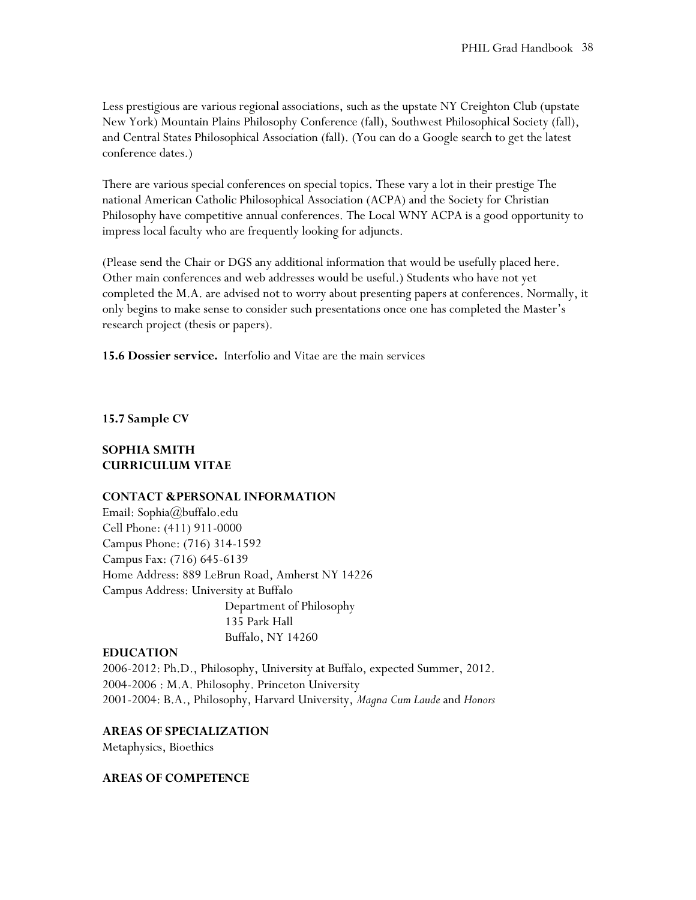Less prestigious are various regional associations, such as the upstate NY Creighton Club (upstate New York) Mountain Plains Philosophy Conference (fall), Southwest Philosophical Society (fall), and Central States Philosophical Association (fall). (You can do a Google search to get the latest conference dates.)

There are various special conferences on special topics. These vary a lot in their prestige The national American Catholic Philosophical Association (ACPA) and the Society for Christian Philosophy have competitive annual conferences. The Local WNY ACPA is a good opportunity to impress local faculty who are frequently looking for adjuncts.

(Please send the Chair or DGS any additional information that would be usefully placed here. Other main conferences and web addresses would be useful.) Students who have not yet completed the M.A. are advised not to worry about presenting papers at conferences. Normally, it only begins to make sense to consider such presentations once one has completed the Master's research project (thesis or papers).

**15.6 Dossier service.** Interfolio and Vitae are the main services

### 15.7 Sample CV

**SOPHIA SMITH**
**CURRICULUM VITAE**

**CONTACT &PERSONAL INFORMATION**

Email: Sophia@buffalo.edu
Cell Phone: (411) 911-0000
Campus Phone: (716) 314-1592
Campus Fax: (716) 645-6139
Home Address: 889 LeBrun Road, Amherst NY 14226
Campus Address: University at Buffalo
Department of Philosophy
135 Park Hall
Buffalo, NY 14260

**EDUCATION**

2006-2012: Ph.D., Philosophy, University at Buffalo, expected Summer, 2012.
2004-2006 : M.A. Philosophy. Princeton University
2001-2004: B.A., Philosophy, Harvard University, *Magna Cum Laude* and *Honors*

**AREAS OF SPECIALIZATION**

Metaphysics, Bioethics

**AREAS OF COMPETENCE**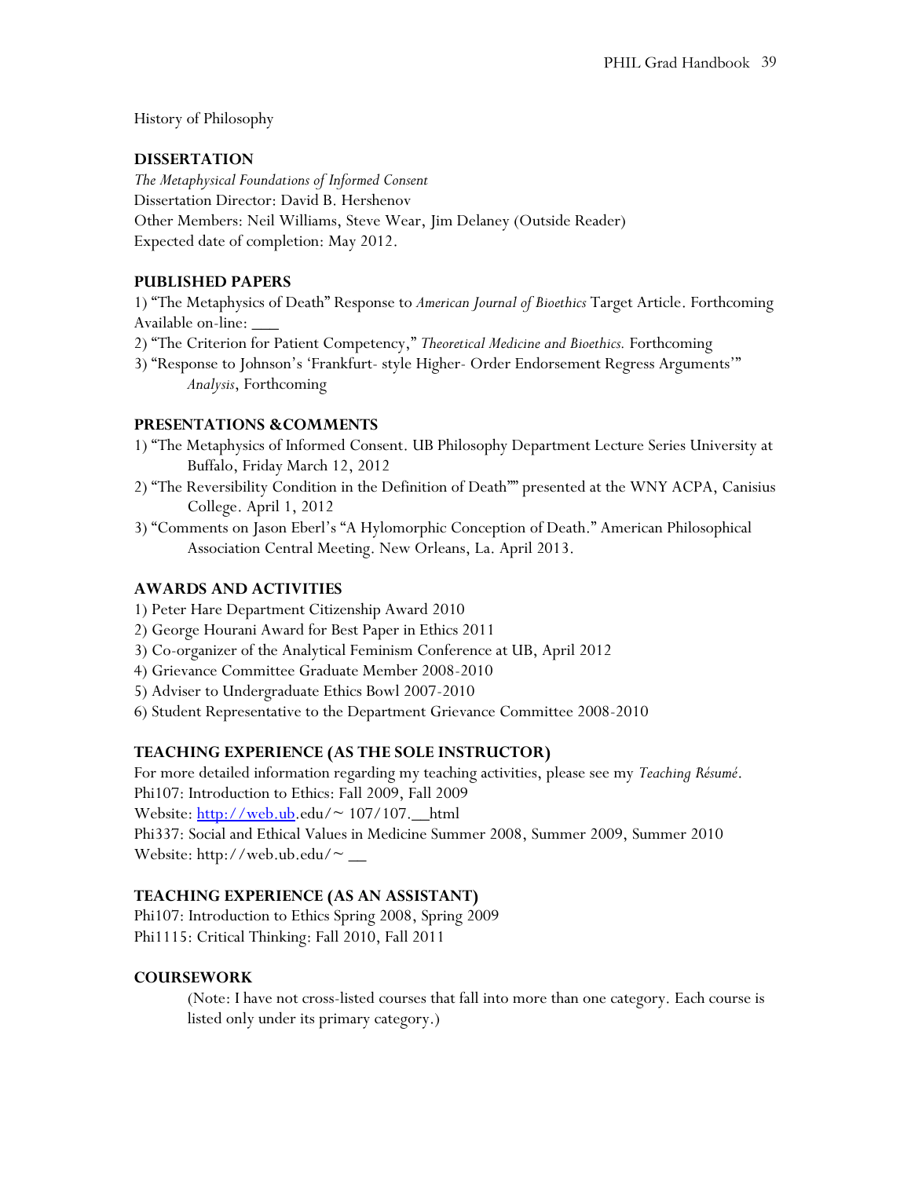History of Philosophy

## DISSERTATION

*The Metaphysical Foundations of Informed Consent*
Dissertation Director: David B. Hershenov
Other Members: Neil Williams, Steve Wear, Jim Delaney (Outside Reader)
Expected date of completion: May 2012.

## PUBLISHED PAPERS

1) "The Metaphysics of Death" Response to *American Journal of Bioethics* Target Article. Forthcoming Available on-line: ___
2) "The Criterion for Patient Competency," *Theoretical Medicine and Bioethics.* Forthcoming
3) "Response to Johnson's 'Frankfurt- style Higher- Order Endorsement Regress Arguments'" *Analysis*, Forthcoming

## PRESENTATIONS &COMMENTS

1) "The Metaphysics of Informed Consent. UB Philosophy Department Lecture Series University at Buffalo, Friday March 12, 2012
2) "The Reversibility Condition in the Definition of Death"" presented at the WNY ACPA, Canisius College. April 1, 2012
3) "Comments on Jason Eberl's "A Hylomorphic Conception of Death." American Philosophical Association Central Meeting. New Orleans, La. April 2013.

## AWARDS AND ACTIVITIES

1) Peter Hare Department Citizenship Award 2010
2) George Hourani Award for Best Paper in Ethics 2011
3) Co-organizer of the Analytical Feminism Conference at UB, April 2012
4) Grievance Committee Graduate Member 2008-2010
5) Adviser to Undergraduate Ethics Bowl 2007-2010
6) Student Representative to the Department Grievance Committee 2008-2010

## TEACHING EXPERIENCE (AS THE SOLE INSTRUCTOR)

For more detailed information regarding my teaching activities, please see my *Teaching Résumé*.
Phi107: Introduction to Ethics: Fall 2009, Fall 2009
Website: http://web.ub.edu/~ 107/107.__html
Phi337: Social and Ethical Values in Medicine Summer 2008, Summer 2009, Summer 2010
Website: http://web.ub.edu/~ __

## TEACHING EXPERIENCE (AS AN ASSISTANT)

Phi107: Introduction to Ethics Spring 2008, Spring 2009
Phi1115: Critical Thinking: Fall 2010, Fall 2011

## COURSEWORK

(Note: I have not cross-listed courses that fall into more than one category. Each course is listed only under its primary category.)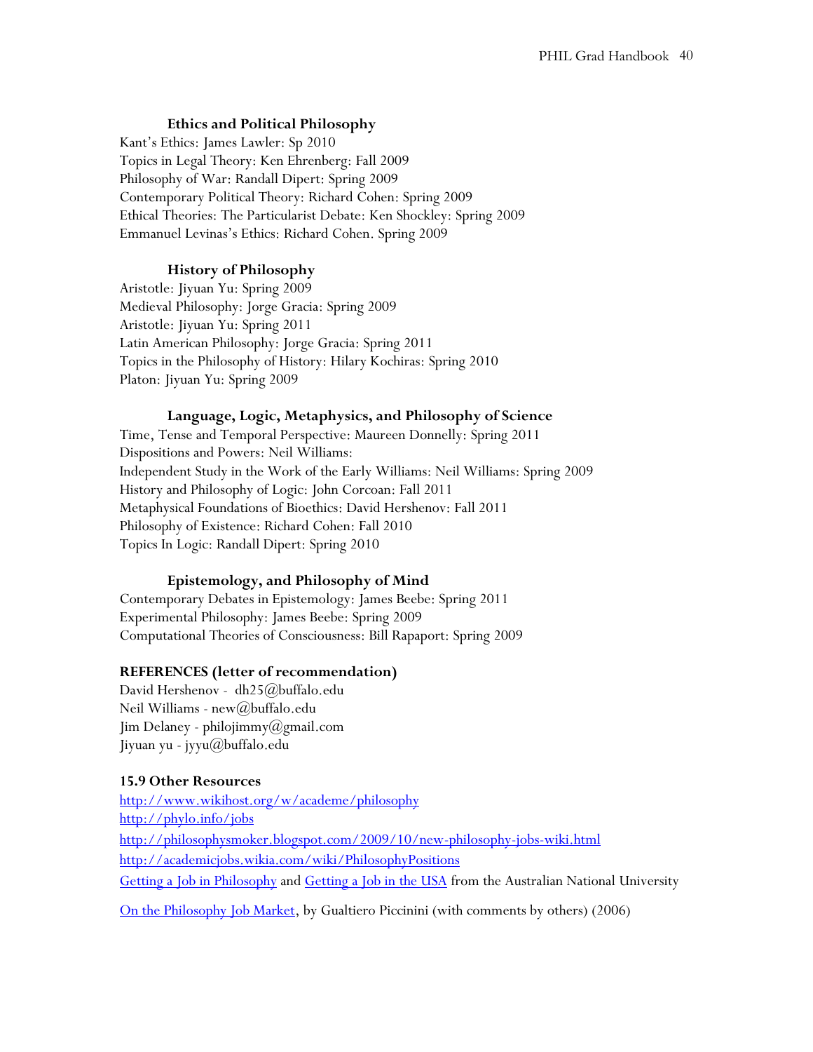### Ethics and Political Philosophy

Kant's Ethics: James Lawler: Sp 2010
Topics in Legal Theory: Ken Ehrenberg: Fall 2009
Philosophy of War: Randall Dipert: Spring 2009
Contemporary Political Theory: Richard Cohen: Spring 2009
Ethical Theories: The Particularist Debate: Ken Shockley: Spring 2009
Emmanuel Levinas's Ethics: Richard Cohen. Spring 2009

### History of Philosophy

Aristotle: Jiyuan Yu: Spring 2009
Medieval Philosophy: Jorge Gracia: Spring 2009
Aristotle: Jiyuan Yu: Spring 2011
Latin American Philosophy: Jorge Gracia: Spring 2011
Topics in the Philosophy of History: Hilary Kochiras: Spring 2010
Platon: Jiyuan Yu: Spring 2009

### Language, Logic, Metaphysics, and Philosophy of Science

Time, Tense and Temporal Perspective: Maureen Donnelly: Spring 2011
Dispositions and Powers: Neil Williams:
Independent Study in the Work of the Early Williams: Neil Williams: Spring 2009
History and Philosophy of Logic: John Corcoan: Fall 2011
Metaphysical Foundations of Bioethics: David Hershenov: Fall 2011
Philosophy of Existence: Richard Cohen: Fall 2010
Topics In Logic: Randall Dipert: Spring 2010

### Epistemology, and Philosophy of Mind

Contemporary Debates in Epistemology: James Beebe: Spring 2011
Experimental Philosophy: James Beebe: Spring 2009
Computational Theories of Consciousness: Bill Rapaport: Spring 2009

### REFERENCES (letter of recommendation)

David Hershenov - dh25@buffalo.edu
Neil Williams - new@buffalo.edu
Jim Delaney - philojimmy@gmail.com
Jiyuan yu - jyyu@buffalo.edu

### 15.9 Other Resources

http://www.wikihost.org/w/academe/philosophy
http://phylo.info/jobs
http://philosophysmoker.blogspot.com/2009/10/new-philosophy-jobs-wiki.html
http://academicjobs.wikia.com/wiki/PhilosophyPositions
Getting a Job in Philosophy and Getting a Job in the USA from the Australian National University

On the Philosophy Job Market, by Gualtiero Piccinini (with comments by others) (2006)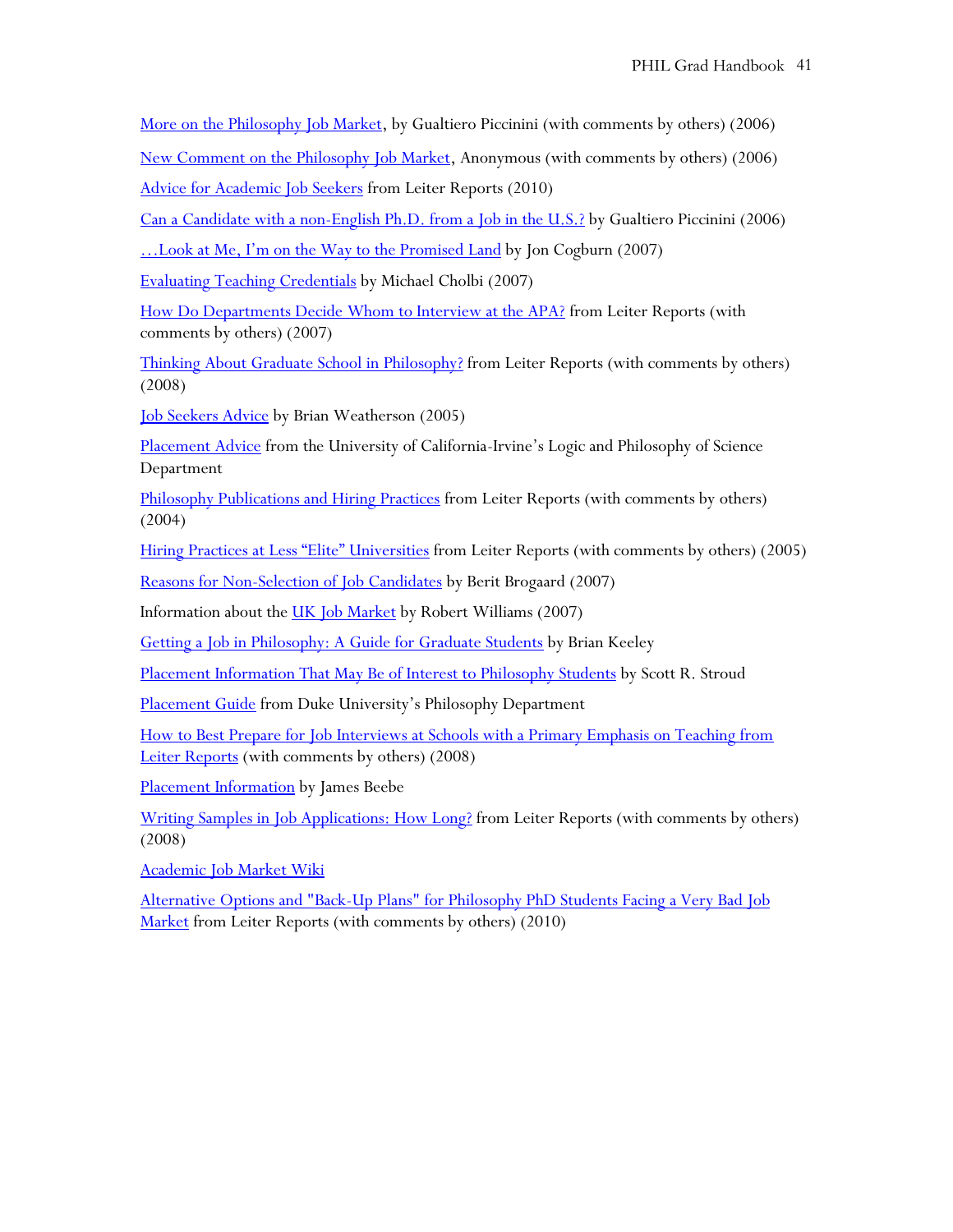More on the Philosophy Job Market, by Gualtiero Piccinini (with comments by others) (2006)

New Comment on the Philosophy Job Market, Anonymous (with comments by others) (2006)

Advice for Academic Job Seekers from Leiter Reports (2010)

Can a Candidate with a non-English Ph.D. from a Job in the U.S.? by Gualtiero Piccinini (2006)

…Look at Me, I'm on the Way to the Promised Land by Jon Cogburn (2007)

Evaluating Teaching Credentials by Michael Cholbi (2007)

How Do Departments Decide Whom to Interview at the APA? from Leiter Reports (with comments by others) (2007)

Thinking About Graduate School in Philosophy? from Leiter Reports (with comments by others) (2008)

Job Seekers Advice by Brian Weatherson (2005)

Placement Advice from the University of California-Irvine's Logic and Philosophy of Science Department

Philosophy Publications and Hiring Practices from Leiter Reports (with comments by others) (2004)

Hiring Practices at Less "Elite" Universities from Leiter Reports (with comments by others) (2005)

Reasons for Non-Selection of Job Candidates by Berit Brogaard (2007)

Information about the UK Job Market by Robert Williams (2007)

Getting a Job in Philosophy: A Guide for Graduate Students by Brian Keeley

Placement Information That May Be of Interest to Philosophy Students by Scott R. Stroud

Placement Guide from Duke University's Philosophy Department

How to Best Prepare for Job Interviews at Schools with a Primary Emphasis on Teaching from Leiter Reports (with comments by others) (2008)

Placement Information by James Beebe

Writing Samples in Job Applications: How Long? from Leiter Reports (with comments by others) (2008)

Academic Job Market Wiki

Alternative Options and "Back-Up Plans" for Philosophy PhD Students Facing a Very Bad Job Market from Leiter Reports (with comments by others) (2010)